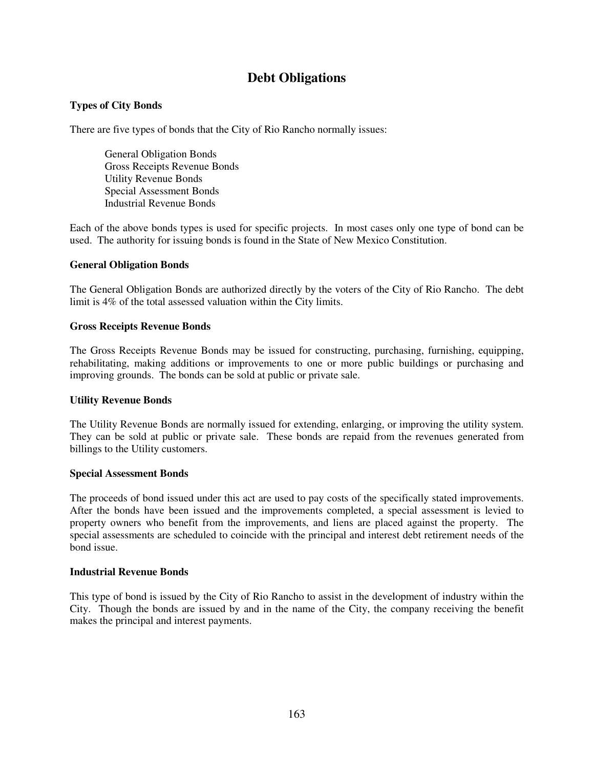# Debt Obligations

### Types of City Bonds

There are five types of bonds that the City of Rio Rancho normally issues:

- General Obligation Bonds
- Gross Receipts Revenue Bonds
- Utility Revenue Bonds
- Special Assessment Bonds
- Industrial Revenue Bonds

Each of the above bonds types is used for specific projects. In most cases only one type of bond can be used. The authority for issuing bonds is found in the State of New Mexico Constitution.

### General Obligation Bonds

The General Obligation Bonds are authorized directly by the voters of the City of Rio Rancho. The debt limit is 4% of the total assessed valuation within the City limits.

### Gross Receipts Revenue Bonds

The Gross Receipts Revenue Bonds may be issued for constructing, purchasing, furnishing, equipping, rehabilitating, making additions or improvements to one or more public buildings or purchasing and improving grounds. The bonds can be sold at public or private sale.

### Utility Revenue Bonds

The Utility Revenue Bonds are normally issued for extending, enlarging, or improving the utility system. They can be sold at public or private sale. These bonds are repaid from the revenues generated from billings to the Utility customers.

### Special Assessment Bonds

The proceeds of bond issued under this act are used to pay costs of the specifically stated improvements. After the bonds have been issued and the improvements completed, a special assessment is levied to property owners who benefit from the improvements, and liens are placed against the property. The special assessments are scheduled to coincide with the principal and interest debt retirement needs of the bond issue.

### Industrial Revenue Bonds

This type of bond is issued by the City of Rio Rancho to assist in the development of industry within the City. Though the bonds are issued by and in the name of the City, the company receiving the benefit makes the principal and interest payments.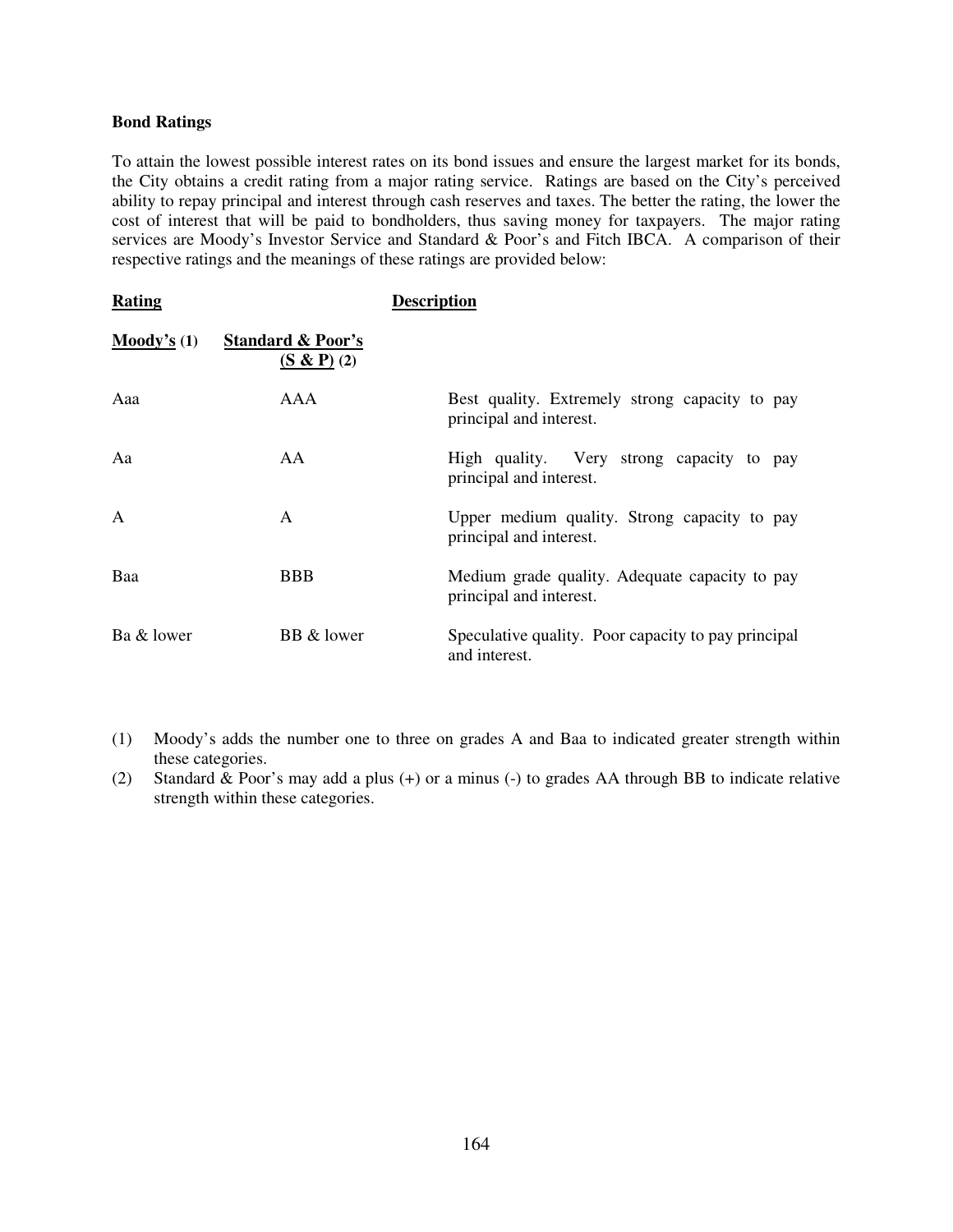**Bond Ratings**

To attain the lowest possible interest rates on its bond issues and ensure the largest market for its bonds, the City obtains a credit rating from a major rating service. Ratings are based on the City's perceived ability to repay principal and interest through cash reserves and taxes. The better the rating, the lower the cost of interest that will be paid to bondholders, thus saving money for taxpayers. The major rating services are Moody's Investor Service and Standard & Poor's and Fitch IBCA. A comparison of their respective ratings and the meanings of these ratings are provided below:

| Rating | | Description |
|---|---|---|
| **Moody's (1)** | **Standard & Poor's (S & P) (2)** | |
| Aaa | AAA | Best quality. Extremely strong capacity to pay principal and interest. |
| Aa | AA | High quality. Very strong capacity to pay principal and interest. |
| A | A | Upper medium quality. Strong capacity to pay principal and interest. |
| Baa | BBB | Medium grade quality. Adequate capacity to pay principal and interest. |
| Ba & lower | BB & lower | Speculative quality. Poor capacity to pay principal and interest. |

(1) Moody's adds the number one to three on grades A and Baa to indicated greater strength within these categories.

(2) Standard & Poor's may add a plus (+) or a minus (-) to grades AA through BB to indicate relative strength within these categories.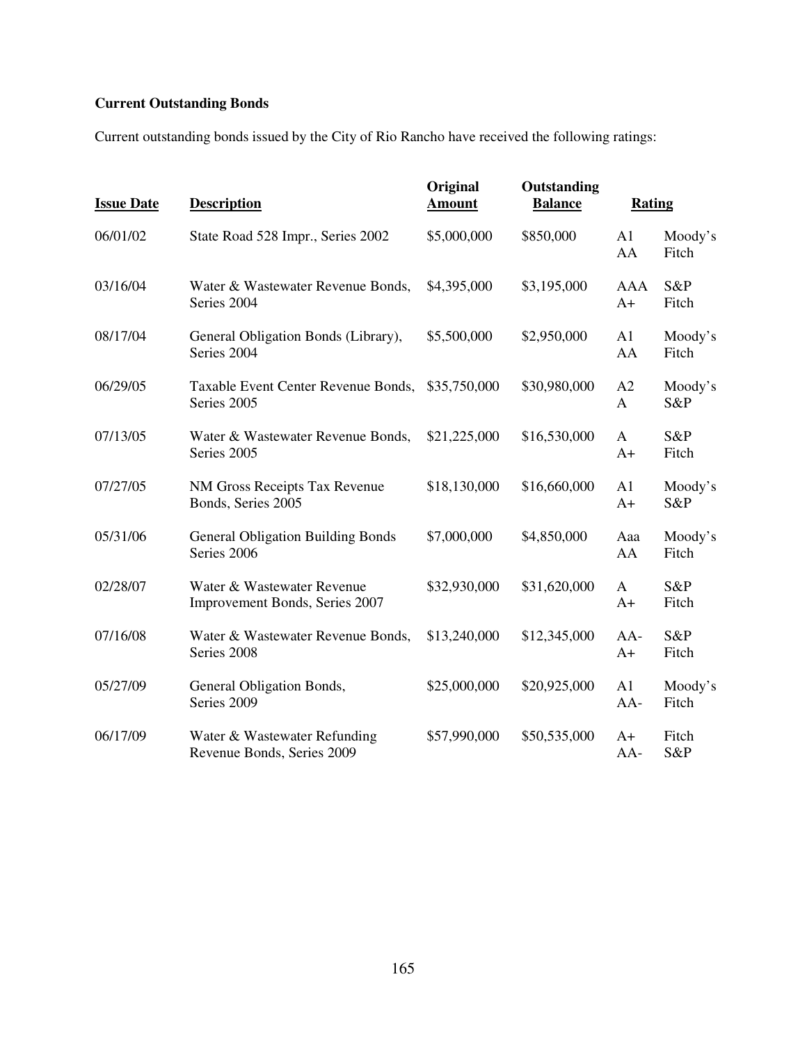**Current Outstanding Bonds**

Current outstanding bonds issued by the City of Rio Rancho have received the following ratings:

| Issue Date | Description | Original Amount | Outstanding Balance | Rating | |
|---|---|---|---|---|---|
| 06/01/02 | State Road 528 Impr., Series 2002 | $5,000,000 | $850,000 | A1<br>AA | Moody's<br>Fitch |
| 03/16/04 | Water & Wastewater Revenue Bonds, Series 2004 | $4,395,000 | $3,195,000 | AAA<br>A+ | S&P<br>Fitch |
| 08/17/04 | General Obligation Bonds (Library), Series 2004 | $5,500,000 | $2,950,000 | A1<br>AA | Moody's<br>Fitch |
| 06/29/05 | Taxable Event Center Revenue Bonds, Series 2005 | $35,750,000 | $30,980,000 | A2<br>A | Moody's<br>S&P |
| 07/13/05 | Water & Wastewater Revenue Bonds, Series 2005 | $21,225,000 | $16,530,000 | A<br>A+ | S&P<br>Fitch |
| 07/27/05 | NM Gross Receipts Tax Revenue Bonds, Series 2005 | $18,130,000 | $16,660,000 | A1<br>A+ | Moody's<br>S&P |
| 05/31/06 | General Obligation Building Bonds Series 2006 | $7,000,000 | $4,850,000 | Aaa<br>AA | Moody's<br>Fitch |
| 02/28/07 | Water & Wastewater Revenue Improvement Bonds, Series 2007 | $32,930,000 | $31,620,000 | A<br>A+ | S&P<br>Fitch |
| 07/16/08 | Water & Wastewater Revenue Bonds, Series 2008 | $13,240,000 | $12,345,000 | AA-<br>A+ | S&P<br>Fitch |
| 05/27/09 | General Obligation Bonds, Series 2009 | $25,000,000 | $20,925,000 | A1<br>AA- | Moody's<br>Fitch |
| 06/17/09 | Water & Wastewater Refunding Revenue Bonds, Series 2009 | $57,990,000 | $50,535,000 | A+<br>AA- | Fitch<br>S&P |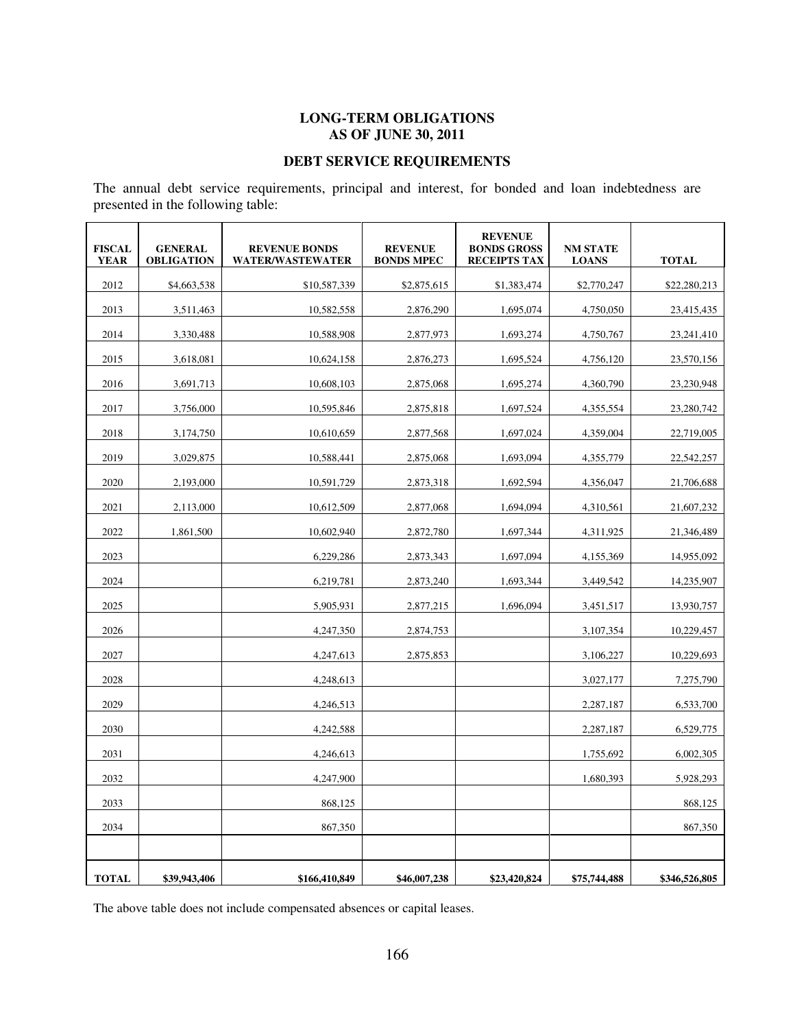## LONG-TERM OBLIGATIONS
## AS OF JUNE 30, 2011

### DEBT SERVICE REQUIREMENTS

The annual debt service requirements, principal and interest, for bonded and loan indebtedness are presented in the following table:

| FISCAL YEAR | GENERAL OBLIGATION | REVENUE BONDS WATER/WASTEWATER | REVENUE BONDS MPEC | REVENUE BONDS GROSS RECEIPTS TAX | NM STATE LOANS | TOTAL |
|---|---|---|---|---|---|---|
| 2012 | $4,663,538 | $10,587,339 | $2,875,615 | $1,383,474 | $2,770,247 | $22,280,213 |
| 2013 | 3,511,463 | 10,582,558 | 2,876,290 | 1,695,074 | 4,750,050 | 23,415,435 |
| 2014 | 3,330,488 | 10,588,908 | 2,877,973 | 1,693,274 | 4,750,767 | 23,241,410 |
| 2015 | 3,618,081 | 10,624,158 | 2,876,273 | 1,695,524 | 4,756,120 | 23,570,156 |
| 2016 | 3,691,713 | 10,608,103 | 2,875,068 | 1,695,274 | 4,360,790 | 23,230,948 |
| 2017 | 3,756,000 | 10,595,846 | 2,875,818 | 1,697,524 | 4,355,554 | 23,280,742 |
| 2018 | 3,174,750 | 10,610,659 | 2,877,568 | 1,697,024 | 4,359,004 | 22,719,005 |
| 2019 | 3,029,875 | 10,588,441 | 2,875,068 | 1,693,094 | 4,355,779 | 22,542,257 |
| 2020 | 2,193,000 | 10,591,729 | 2,873,318 | 1,692,594 | 4,356,047 | 21,706,688 |
| 2021 | 2,113,000 | 10,612,509 | 2,877,068 | 1,694,094 | 4,310,561 | 21,607,232 |
| 2022 | 1,861,500 | 10,602,940 | 2,872,780 | 1,697,344 | 4,311,925 | 21,346,489 |
| 2023 | | 6,229,286 | 2,873,343 | 1,697,094 | 4,155,369 | 14,955,092 |
| 2024 | | 6,219,781 | 2,873,240 | 1,693,344 | 3,449,542 | 14,235,907 |
| 2025 | | 5,905,931 | 2,877,215 | 1,696,094 | 3,451,517 | 13,930,757 |
| 2026 | | 4,247,350 | 2,874,753 | | 3,107,354 | 10,229,457 |
| 2027 | | 4,247,613 | 2,875,853 | | 3,106,227 | 10,229,693 |
| 2028 | | 4,248,613 | | | 3,027,177 | 7,275,790 |
| 2029 | | 4,246,513 | | | 2,287,187 | 6,533,700 |
| 2030 | | 4,242,588 | | | 2,287,187 | 6,529,775 |
| 2031 | | 4,246,613 | | | 1,755,692 | 6,002,305 |
| 2032 | | 4,247,900 | | | 1,680,393 | 5,928,293 |
| 2033 | | 868,125 | | | | 868,125 |
| 2034 | | 867,350 | | | | 867,350 |
| | | | | | | |
| **TOTAL** | **$39,943,406** | **$166,410,849** | **$46,007,238** | **$23,420,824** | **$75,744,488** | **$346,526,805** |

The above table does not include compensated absences or capital leases.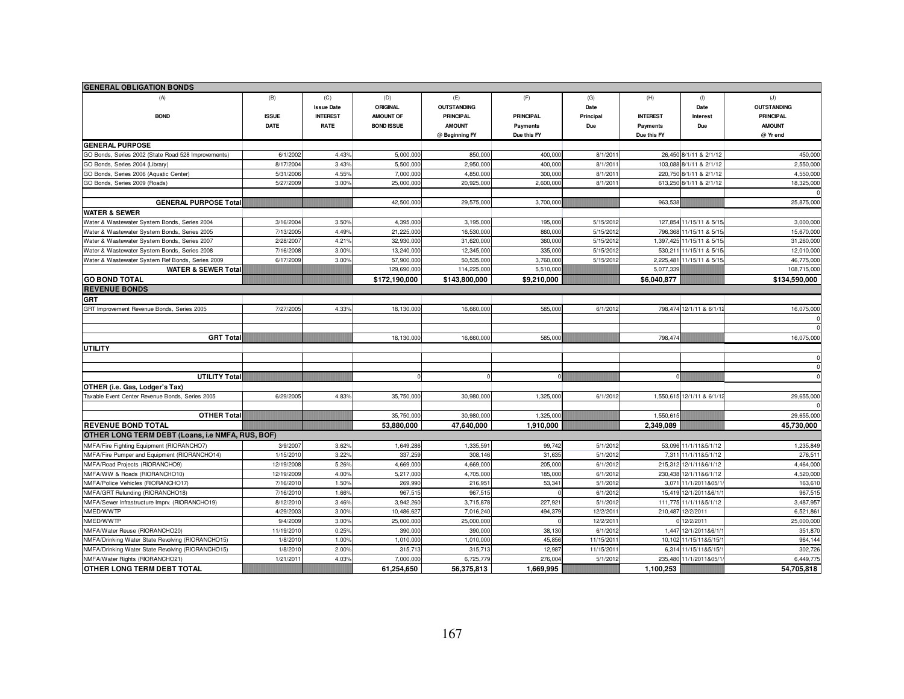| GENERAL OBLIGATION BONDS | | | | | | | | | |
|---|---|---|---|---|---|---|---|---|---|
| (A) | (B) | (C) | (D) | (E) | (F) | (G) | (H) | (I) | (J) |
| BOND | ISSUE DATE | Issue Date INTEREST RATE | ORIGINAL AMOUNT OF BOND ISSUE | OUTSTANDING PRINCIPAL AMOUNT @ Beginning FY | PRINCIPAL Payments Due this FY | Date Principal Due | INTEREST Payments Due this FY | Date Interest Due | OUTSTANDING PRINCIPAL AMOUNT @ Yr end |
| **GENERAL PURPOSE** | | | | | | | | | |
| GO Bonds, Series 2002 (State Road 528 Improvements) | 6/1/2002 | 4.43% | 5,000,000 | 850,000 | 400,000 | 8/1/2011 | 26,450 | 8/1/11 & 2/1/12 | 450,000 |
| GO Bonds, Series 2004 (Library) | 8/17/2004 | 3.43% | 5,500,000 | 2,950,000 | 400,000 | 8/1/2011 | 103,088 | 8/1/11 & 2/1/12 | 2,550,000 |
| GO Bonds, Series 2006 (Aquatic Center) | 5/31/2006 | 4.55% | 7,000,000 | 4,850,000 | 300,000 | 8/1/2011 | 220,750 | 8/1/11 & 2/1/12 | 4,550,000 |
| GO Bonds, Series 2009 (Roads) | 5/27/2009 | 3.00% | 25,000,000 | 20,925,000 | 2,600,000 | 8/1/2011 | 613,250 | 8/1/11 & 2/1/12 | 18,325,000 |
| | | | | | | | | | 0 |
| **GENERAL PURPOSE Total** | | | 42,500,000 | 29,575,000 | 3,700,000 | | 963,538 | | 25,875,000 |
| **WATER & SEWER** | | | | | | | | | |
| Water & Wastewater System Bonds, Series 2004 | 3/16/2004 | 3.50% | 4,395,000 | 3,195,000 | 195,000 | 5/15/2012 | 127,854 | 11/15/11 & 5/15 | 3,000,000 |
| Water & Wastewater System Bonds, Series 2005 | 7/13/2005 | 4.49% | 21,225,000 | 16,530,000 | 860,000 | 5/15/2012 | 796,368 | 11/15/11 & 5/15 | 15,670,000 |
| Water & Wastewater System Bonds, Series 2007 | 2/28/2007 | 4.21% | 32,930,000 | 31,620,000 | 360,000 | 5/15/2012 | 1,397,425 | 11/15/11 & 5/15 | 31,260,000 |
| Water & Wastewater System Bonds, Series 2008 | 7/16/2008 | 3.00% | 13,240,000 | 12,345,000 | 335,000 | 5/15/2012 | 530,211 | 11/15/11 & 5/15 | 12,010,000 |
| Water & Wastewater System Ref Bonds, Series 2009 | 6/17/2009 | 3.00% | 57,900,000 | 50,535,000 | 3,760,000 | 5/15/2012 | 2,225,481 | 11/15/11 & 5/15 | 46,775,000 |
| **WATER & SEWER Total** | | | 129,690,000 | 114,225,000 | 5,510,000 | | 5,077,339 | | 108,715,000 |
| **GO BOND TOTAL** | | | **$172,190,000** | **$143,800,000** | **$9,210,000** | | **$6,040,877** | | **$134,590,000** |
| **REVENUE BONDS** | | | | | | | | | |
| **GRT** | | | | | | | | | |
| GRT Improvement Revenue Bonds, Series 2005 | 7/27/2005 | 4.33% | 18,130,000 | 16,660,000 | 585,000 | 6/1/2012 | 798,474 | 12/1/11 & 6/1/12 | 16,075,000 |
| | | | | | | | | | 0 |
| | | | | | | | | | 0 |
| **GRT Total** | | | 18,130,000 | 16,660,000 | 585,000 | | 798,474 | | 16,075,000 |
| **UTILITY** | | | | | | | | | |
| | | | | | | | | | 0 |
| | | | | | | | | | 0 |
| **UTILITY Total** | | | 0 | 0 | 0 | | 0 | | 0 |
| **OTHER (i.e. Gas, Lodger's Tax)** | | | | | | | | | |
| Taxable Event Center Revenue Bonds, Series 2005 | 6/29/2005 | 4.83% | 35,750,000 | 30,980,000 | 1,325,000 | 6/1/2012 | 1,550,615 | 12/1/11 & 6/1/12 | 29,655,000 |
| | | | | | | | | | 0 |
| **OTHER Total** | | | 35,750,000 | 30,980,000 | 1,325,000 | | 1,550,615 | | 29,655,000 |
| **REVENUE BOND TOTAL** | | | **53,880,000** | **47,640,000** | **1,910,000** | | **2,349,089** | | **45,730,000** |
| **OTHER LONG TERM DEBT (Loans, i.e NMFA, RUS, BOF)** | | | | | | | | | |
| NMFA/Fire Fighting Equipment (RIORANCHO7) | 3/9/2007 | 3.62% | 1,649,286 | 1,335,591 | 99,742 | 5/1/2012 | 53,096 | 11/1/11&5/1/12 | 1,235,849 |
| NMFA/Fire Pumper and Equipment (RIORANCHO14) | 1/15/2010 | 3.22% | 337,259 | 308,146 | 31,635 | 5/1/2012 | 7,311 | 11/1/11&5/1/12 | 276,511 |
| NMFA/Road Projects (RIORANCHO9) | 12/19/2008 | 5.26% | 4,669,000 | 4,669,000 | 205,000 | 6/1/2012 | 215,312 | 12/1/11&6/1/12 | 4,464,000 |
| NMFA/WW & Roads (RIORANCHO10) | 12/19/2009 | 4.00% | 5,217,000 | 4,705,000 | 185,000 | 6/1/2012 | 230,438 | 12/1/11&6/1/12 | 4,520,000 |
| NMFA/Police Vehicles (RIORANCHO17) | 7/16/2010 | 1.50% | 269,990 | 216,951 | 53,341 | 5/1/2012 | 3,071 | 11/1/2011&05/1 | 163,610 |
| NMFA/GRT Refunding (RIORANCHO18) | 7/16/2010 | 1.66% | 967,515 | 967,515 | 0 | 6/1/2012 | 15,419 | 12/1/2011&6/1/1 | 967,515 |
| NMFA/Sewer Infrastructure Imprv. (RIORANCHO19) | 8/12/2010 | 3.46% | 3,942,260 | 3,715,878 | 227,921 | 5/1/2012 | 111,775 | 11/1/11&5/1/12 | 3,487,957 |
| NMED/WWTP | 4/29/2003 | 3.00% | 10,486,627 | 7,016,240 | 494,379 | 12/2/2011 | 210,487 | 12/2/2011 | 6,521,861 |
| NMED/WWTP | 9/4/2009 | 3.00% | 25,000,000 | 25,000,000 | 0 | 12/2/2011 | 0 | 12/2/2011 | 25,000,000 |
| NMFA/Water Reuse (RIORANCHO20) | 11/19/2010 | 0.25% | 390,000 | 390,000 | 38,130 | 6/1/2012 | 1,447 | 12/1/2011&6/1/1 | 351,870 |
| NMFA/Drinking Water State Revolving (RIORANCHO15) | 1/8/2010 | 1.00% | 1,010,000 | 1,010,000 | 45,856 | 11/15/2011 | 10,102 | 11/15/11&5/15/1 | 964,144 |
| NMFA/Drinking Water State Revolving (RIORANCHO15) | 1/8/2010 | 2.00% | 315,713 | 315,713 | 12,987 | 11/15/2011 | 6,314 | 11/15/11&5/15/1 | 302,726 |
| NMFA/Water Rights (RIORANCHO21) | 1/21/2011 | 4.03% | 7,000,000 | 6,725,779 | 276,004 | 5/1/2012 | 235,480 | 11/1/2011&05/1 | 6,449,775 |
| **OTHER LONG TERM DEBT TOTAL** | | | **61,254,650** | **56,375,813** | **1,669,995** | | **1,100,253** | | **54,705,818** |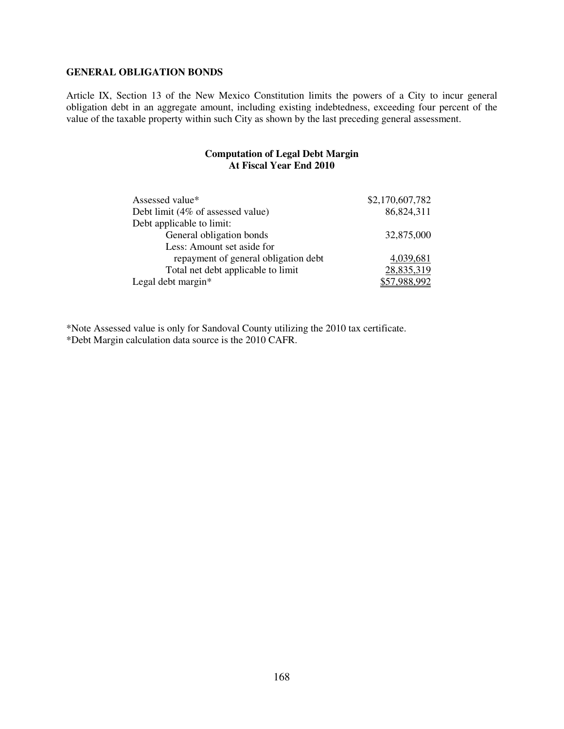### GENERAL OBLIGATION BONDS

Article IX, Section 13 of the New Mexico Constitution limits the powers of a City to incur general obligation debt in an aggregate amount, including existing indebtedness, exceeding four percent of the value of the taxable property within such City as shown by the last preceding general assessment.

**Computation of Legal Debt Margin**
**At Fiscal Year End 2010**

| | |
|---|---|
| Assessed value* | $2,170,607,782 |
| Debt limit (4% of assessed value) | 86,824,311 |
| Debt applicable to limit: | |
| General obligation bonds | 32,875,000 |
| Less: Amount set aside for repayment of general obligation debt | 4,039,681 |
| Total net debt applicable to limit | 28,835,319 |
| Legal debt margin* | $57,988,992 |

*Note Assessed value is only for Sandoval County utilizing the 2010 tax certificate.
*Debt Margin calculation data source is the 2010 CAFR.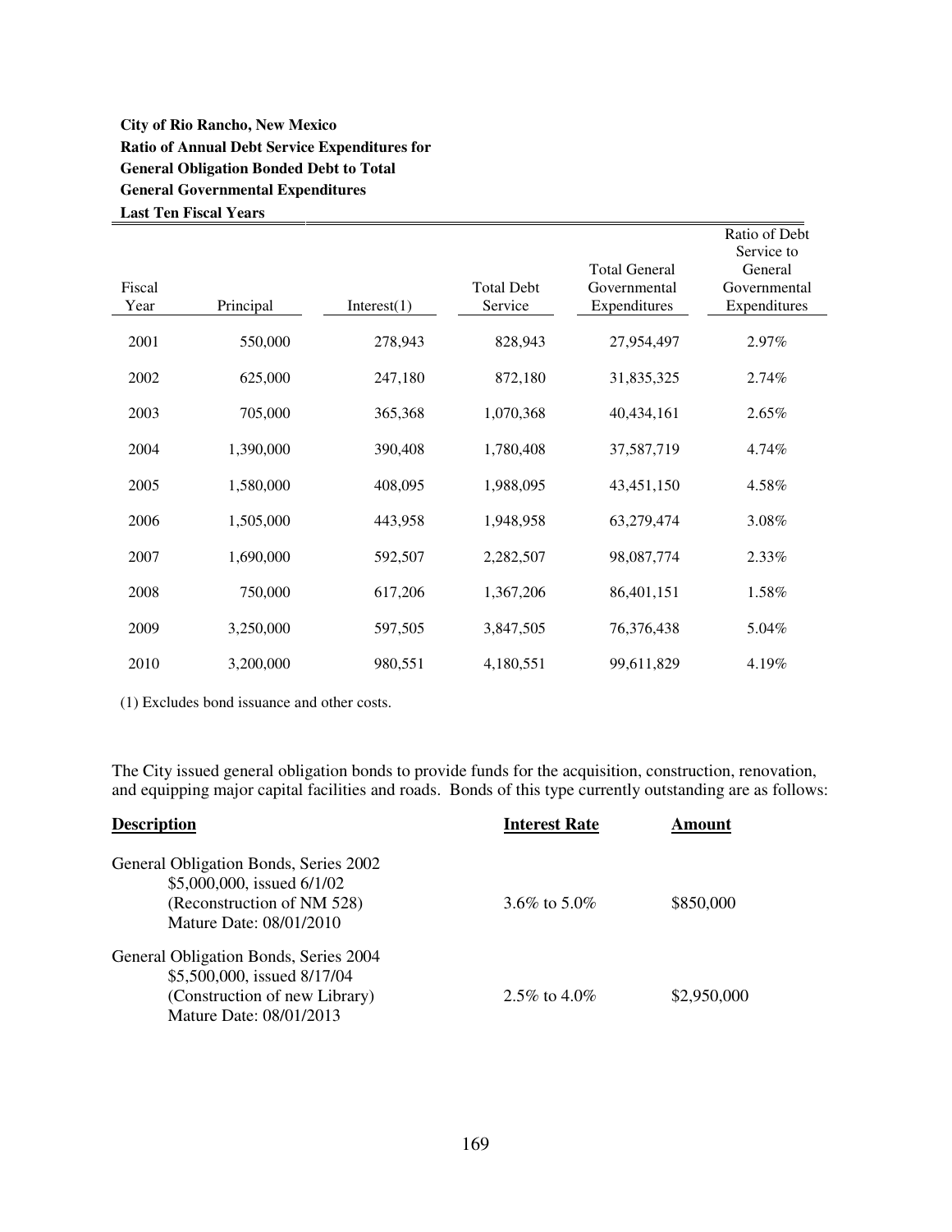**City of Rio Rancho, New Mexico**
**Ratio of Annual Debt Service Expenditures for**
**General Obligation Bonded Debt to Total**
**General Governmental Expenditures**
**Last Ten Fiscal Years**

| Fiscal Year | Principal | Interest(1) | Total Debt Service | Total General Governmental Expenditures | Ratio of Debt Service to General Governmental Expenditures |
|---|---|---|---|---|---|
| 2001 | 550,000 | 278,943 | 828,943 | 27,954,497 | 2.97% |
| 2002 | 625,000 | 247,180 | 872,180 | 31,835,325 | 2.74% |
| 2003 | 705,000 | 365,368 | 1,070,368 | 40,434,161 | 2.65% |
| 2004 | 1,390,000 | 390,408 | 1,780,408 | 37,587,719 | 4.74% |
| 2005 | 1,580,000 | 408,095 | 1,988,095 | 43,451,150 | 4.58% |
| 2006 | 1,505,000 | 443,958 | 1,948,958 | 63,279,474 | 3.08% |
| 2007 | 1,690,000 | 592,507 | 2,282,507 | 98,087,774 | 2.33% |
| 2008 | 750,000 | 617,206 | 1,367,206 | 86,401,151 | 1.58% |
| 2009 | 3,250,000 | 597,505 | 3,847,505 | 76,376,438 | 5.04% |
| 2010 | 3,200,000 | 980,551 | 4,180,551 | 99,611,829 | 4.19% |

(1) Excludes bond issuance and other costs.

The City issued general obligation bonds to provide funds for the acquisition, construction, renovation, and equipping major capital facilities and roads. Bonds of this type currently outstanding are as follows:

| **Description** | **Interest Rate** | **Amount** |
|---|---|---|
| General Obligation Bonds, Series 2002<br>$5,000,000, issued 6/1/02<br>(Reconstruction of NM 528)<br>Mature Date: 08/01/2010 | 3.6% to 5.0% | $850,000 |
| General Obligation Bonds, Series 2004<br>$5,500,000, issued 8/17/04<br>(Construction of new Library)<br>Mature Date: 08/01/2013 | 2.5% to 4.0% | $2,950,000 |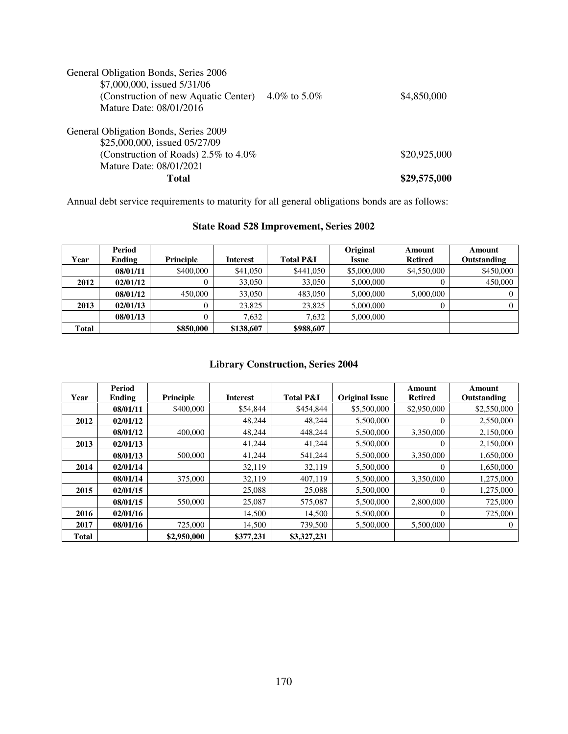General Obligation Bonds, Series 2006
$7,000,000, issued 5/31/06
(Construction of new Aquatic Center) 4.0% to 5.0% $4,850,000
Mature Date: 08/01/2016

General Obligation Bonds, Series 2009
$25,000,000, issued 05/27/09
(Construction of Roads) 2.5% to 4.0% $20,925,000
Mature Date: 08/01/2021

**Total** **$29,575,000**

Annual debt service requirements to maturity for all general obligations bonds are as follows:

### State Road 528 Improvement, Series 2002

| Year | Period Ending | Principle | Interest | Total P&I | Original Issue | Amount Retired | Amount Outstanding |
|---|---|---|---|---|---|---|---|
| | **08/01/11** | $400,000 | $41,050 | $441,050 | $5,000,000 | $4,550,000 | $450,000 |
| **2012** | **02/01/12** | 0 | 33,050 | 33,050 | 5,000,000 | 0 | 450,000 |
| | **08/01/12** | 450,000 | 33,050 | 483,050 | 5,000,000 | 5,000,000 | 0 |
| **2013** | **02/01/13** | 0 | 23,825 | 23,825 | 5,000,000 | 0 | 0 |
| | **08/01/13** | 0 | 7,632 | 7,632 | 5,000,000 | | |
| **Total** | | **$850,000** | **$138,607** | **$988,607** | | | |

### Library Construction, Series 2004

| Year | Period Ending | Principle | Interest | Total P&I | Original Issue | Amount Retired | Amount Outstanding |
|---|---|---|---|---|---|---|---|
| | **08/01/11** | $400,000 | $54,844 | $454,844 | $5,500,000 | $2,950,000 | $2,550,000 |
| **2012** | **02/01/12** | | 48,244 | 48,244 | 5,500,000 | 0 | 2,550,000 |
| | **08/01/12** | 400,000 | 48,244 | 448,244 | 5,500,000 | 3,350,000 | 2,150,000 |
| **2013** | **02/01/13** | | 41,244 | 41,244 | 5,500,000 | 0 | 2,150,000 |
| | **08/01/13** | 500,000 | 41,244 | 541,244 | 5,500,000 | 3,350,000 | 1,650,000 |
| **2014** | **02/01/14** | | 32,119 | 32,119 | 5,500,000 | 0 | 1,650,000 |
| | **08/01/14** | 375,000 | 32,119 | 407,119 | 5,500,000 | 3,350,000 | 1,275,000 |
| **2015** | **02/01/15** | | 25,088 | 25,088 | 5,500,000 | 0 | 1,275,000 |
| | **08/01/15** | 550,000 | 25,087 | 575,087 | 5,500,000 | 2,800,000 | 725,000 |
| **2016** | **02/01/16** | | 14,500 | 14,500 | 5,500,000 | 0 | 725,000 |
| **2017** | **08/01/16** | 725,000 | 14,500 | 739,500 | 5,500,000 | 5,500,000 | 0 |
| **Total** | | **$2,950,000** | **$377,231** | **$3,327,231** | | | |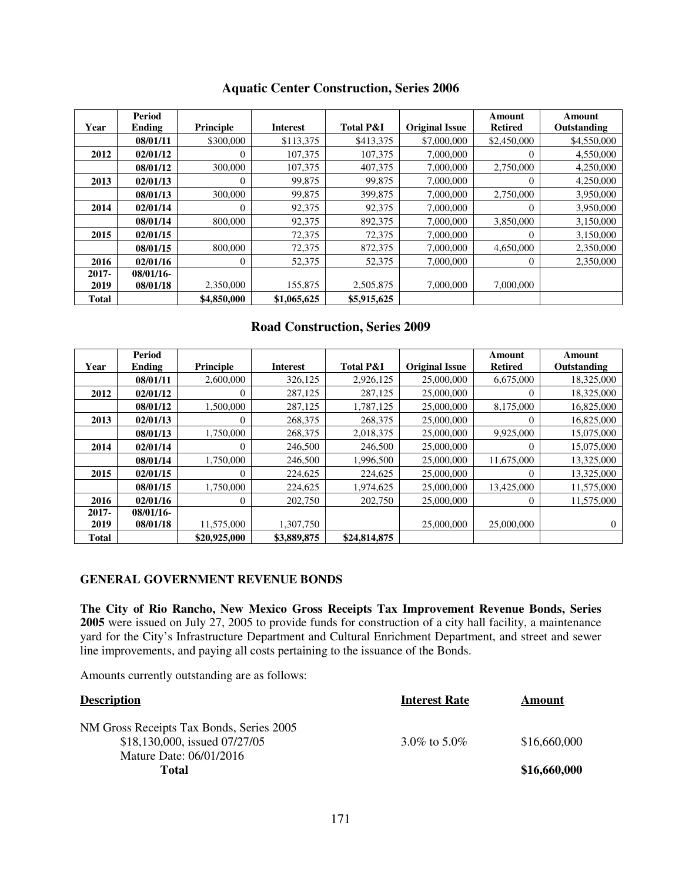## Aquatic Center Construction, Series 2006

| Year | Period Ending | Principle | Interest | Total P&I | Original Issue | Amount Retired | Amount Outstanding |
|---|---|---|---|---|---|---|---|
| | 08/01/11 | $300,000 | $113,375 | $413,375 | $7,000,000 | $2,450,000 | $4,550,000 |
| 2012 | 02/01/12 | 0 | 107,375 | 107,375 | 7,000,000 | 0 | 4,550,000 |
| | 08/01/12 | 300,000 | 107,375 | 407,375 | 7,000,000 | 2,750,000 | 4,250,000 |
| 2013 | 02/01/13 | 0 | 99,875 | 99,875 | 7,000,000 | 0 | 4,250,000 |
| | 08/01/13 | 300,000 | 99,875 | 399,875 | 7,000,000 | 2,750,000 | 3,950,000 |
| 2014 | 02/01/14 | 0 | 92,375 | 92,375 | 7,000,000 | 0 | 3,950,000 |
| | 08/01/14 | 800,000 | 92,375 | 892,375 | 7,000,000 | 3,850,000 | 3,150,000 |
| 2015 | 02/01/15 | | 72,375 | 72,375 | 7,000,000 | 0 | 3,150,000 |
| | 08/01/15 | 800,000 | 72,375 | 872,375 | 7,000,000 | 4,650,000 | 2,350,000 |
| 2016 | 02/01/16 | 0 | 52,375 | 52,375 | 7,000,000 | 0 | 2,350,000 |
| 2017-2019 | 08/01/16-08/01/18 | 2,350,000 | 155,875 | 2,505,875 | 7,000,000 | 7,000,000 | |
| Total | | $4,850,000 | $1,065,625 | $5,915,625 | | | |

## Road Construction, Series 2009

| Year | Period Ending | Principle | Interest | Total P&I | Original Issue | Amount Retired | Amount Outstanding |
|---|---|---|---|---|---|---|---|
| | 08/01/11 | 2,600,000 | 326,125 | 2,926,125 | 25,000,000 | 6,675,000 | 18,325,000 |
| 2012 | 02/01/12 | 0 | 287,125 | 287,125 | 25,000,000 | 0 | 18,325,000 |
| | 08/01/12 | 1,500,000 | 287,125 | 1,787,125 | 25,000,000 | 8,175,000 | 16,825,000 |
| 2013 | 02/01/13 | 0 | 268,375 | 268,375 | 25,000,000 | 0 | 16,825,000 |
| | 08/01/13 | 1,750,000 | 268,375 | 2,018,375 | 25,000,000 | 9,925,000 | 15,075,000 |
| 2014 | 02/01/14 | 0 | 246,500 | 246,500 | 25,000,000 | 0 | 15,075,000 |
| | 08/01/14 | 1,750,000 | 246,500 | 1,996,500 | 25,000,000 | 11,675,000 | 13,325,000 |
| 2015 | 02/01/15 | 0 | 224,625 | 224,625 | 25,000,000 | 0 | 13,325,000 |
| | 08/01/15 | 1,750,000 | 224,625 | 1,974,625 | 25,000,000 | 13,425,000 | 11,575,000 |
| 2016 | 02/01/16 | 0 | 202,750 | 202,750 | 25,000,000 | 0 | 11,575,000 |
| 2017-2019 | 08/01/16-08/01/18 | 11,575,000 | 1,307,750 | | 25,000,000 | 25,000,000 | 0 |
| Total | | $20,925,000 | $3,889,875 | $24,814,875 | | | |

### GENERAL GOVERNMENT REVENUE BONDS

**The City of Rio Rancho, New Mexico Gross Receipts Tax Improvement Revenue Bonds, Series 2005** were issued on July 27, 2005 to provide funds for construction of a city hall facility, a maintenance yard for the City's Infrastructure Department and Cultural Enrichment Department, and street and sewer line improvements, and paying all costs pertaining to the issuance of the Bonds.

Amounts currently outstanding are as follows:

| Description | Interest Rate | Amount |
|---|---|---|
| NM Gross Receipts Tax Bonds, Series 2005<br>$18,130,000, issued 07/27/05<br>Mature Date: 06/01/2016 | 3.0% to 5.0% | $16,660,000 |
| **Total** | | **$16,660,000** |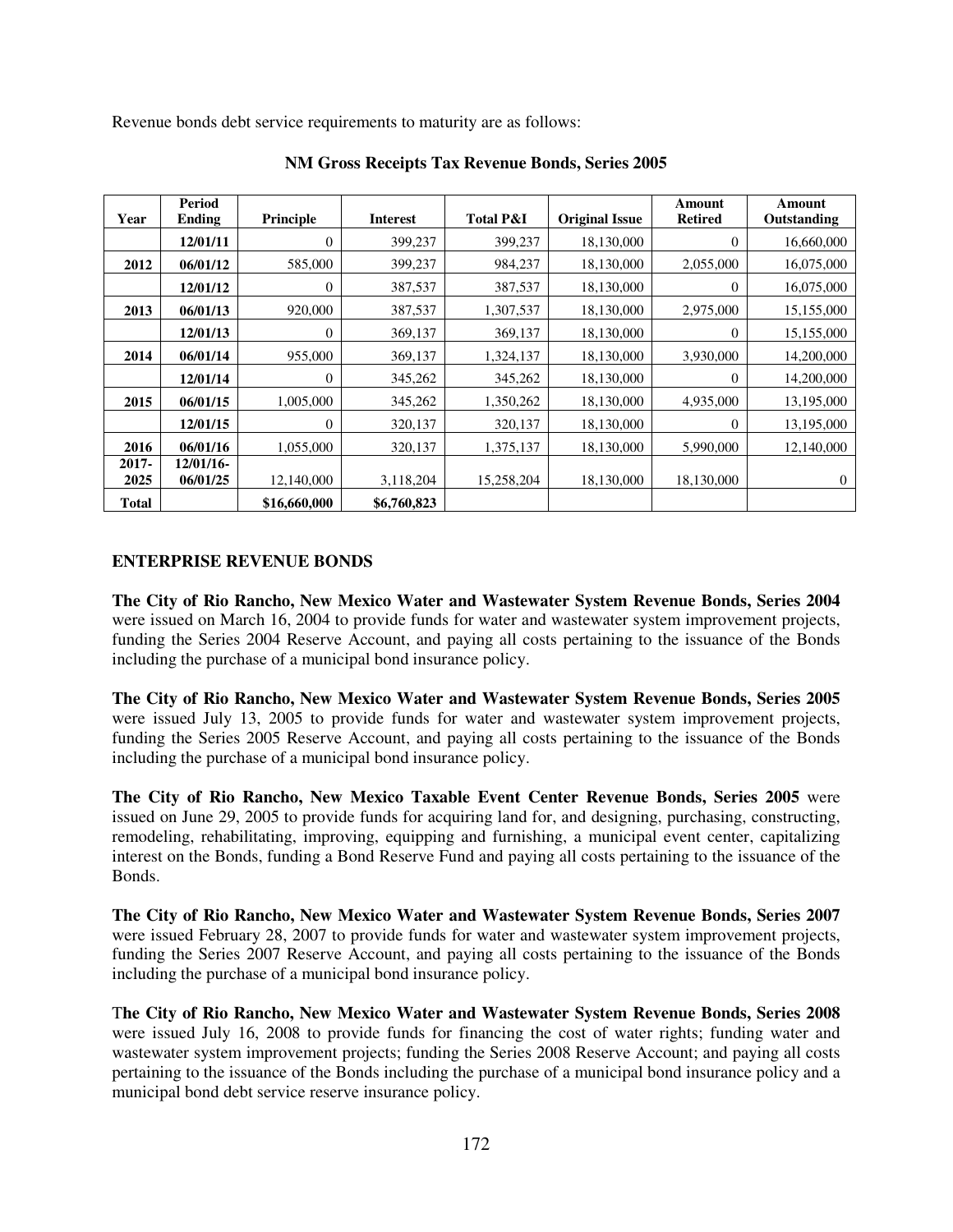Revenue bonds debt service requirements to maturity are as follows:

**NM Gross Receipts Tax Revenue Bonds, Series 2005**

| Year | Period Ending | Principle | Interest | Total P&I | Original Issue | Amount Retired | Amount Outstanding |
|---|---|---|---|---|---|---|---|
| | **12/01/11** | 0 | 399,237 | 399,237 | 18,130,000 | 0 | 16,660,000 |
| **2012** | **06/01/12** | 585,000 | 399,237 | 984,237 | 18,130,000 | 2,055,000 | 16,075,000 |
| | **12/01/12** | 0 | 387,537 | 387,537 | 18,130,000 | 0 | 16,075,000 |
| **2013** | **06/01/13** | 920,000 | 387,537 | 1,307,537 | 18,130,000 | 2,975,000 | 15,155,000 |
| | **12/01/13** | 0 | 369,137 | 369,137 | 18,130,000 | 0 | 15,155,000 |
| **2014** | **06/01/14** | 955,000 | 369,137 | 1,324,137 | 18,130,000 | 3,930,000 | 14,200,000 |
| | **12/01/14** | 0 | 345,262 | 345,262 | 18,130,000 | 0 | 14,200,000 |
| **2015** | **06/01/15** | 1,005,000 | 345,262 | 1,350,262 | 18,130,000 | 4,935,000 | 13,195,000 |
| | **12/01/15** | 0 | 320,137 | 320,137 | 18,130,000 | 0 | 13,195,000 |
| **2016** | **06/01/16** | 1,055,000 | 320,137 | 1,375,137 | 18,130,000 | 5,990,000 | 12,140,000 |
| **2017-2025** | **12/01/16-06/01/25** | 12,140,000 | 3,118,204 | 15,258,204 | 18,130,000 | 18,130,000 | 0 |
| **Total** | | **$16,660,000** | **$6,760,823** | | | | |

**ENTERPRISE REVENUE BONDS**

**The City of Rio Rancho, New Mexico Water and Wastewater System Revenue Bonds, Series 2004** were issued on March 16, 2004 to provide funds for water and wastewater system improvement projects, funding the Series 2004 Reserve Account, and paying all costs pertaining to the issuance of the Bonds including the purchase of a municipal bond insurance policy.

**The City of Rio Rancho, New Mexico Water and Wastewater System Revenue Bonds, Series 2005** were issued July 13, 2005 to provide funds for water and wastewater system improvement projects, funding the Series 2005 Reserve Account, and paying all costs pertaining to the issuance of the Bonds including the purchase of a municipal bond insurance policy.

**The City of Rio Rancho, New Mexico Taxable Event Center Revenue Bonds, Series 2005** were issued on June 29, 2005 to provide funds for acquiring land for, and designing, purchasing, constructing, remodeling, rehabilitating, improving, equipping and furnishing, a municipal event center, capitalizing interest on the Bonds, funding a Bond Reserve Fund and paying all costs pertaining to the issuance of the Bonds.

**The City of Rio Rancho, New Mexico Water and Wastewater System Revenue Bonds, Series 2007** were issued February 28, 2007 to provide funds for water and wastewater system improvement projects, funding the Series 2007 Reserve Account, and paying all costs pertaining to the issuance of the Bonds including the purchase of a municipal bond insurance policy.

**The City of Rio Rancho, New Mexico Water and Wastewater System Revenue Bonds, Series 2008** were issued July 16, 2008 to provide funds for financing the cost of water rights; funding water and wastewater system improvement projects; funding the Series 2008 Reserve Account; and paying all costs pertaining to the issuance of the Bonds including the purchase of a municipal bond insurance policy and a municipal bond debt service reserve insurance policy.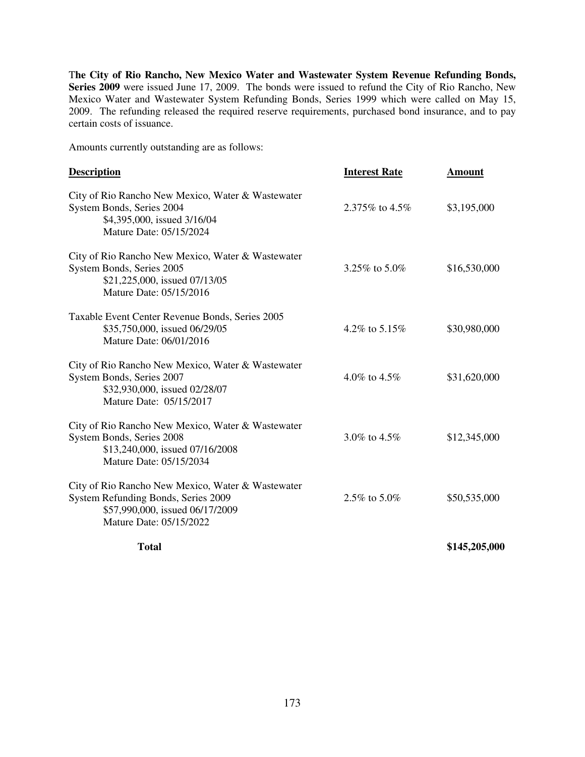**The City of Rio Rancho, New Mexico Water and Wastewater System Revenue Refunding Bonds, Series 2009** were issued June 17, 2009. The bonds were issued to refund the City of Rio Rancho, New Mexico Water and Wastewater System Refunding Bonds, Series 1999 which were called on May 15, 2009. The refunding released the required reserve requirements, purchased bond insurance, and to pay certain costs of issuance.

Amounts currently outstanding are as follows:

| Description | Interest Rate | Amount |
|---|---|---|
| City of Rio Rancho New Mexico, Water & Wastewater System Bonds, Series 2004<br>$4,395,000, issued 3/16/04<br>Mature Date: 05/15/2024 | 2.375% to 4.5% | $3,195,000 |
| City of Rio Rancho New Mexico, Water & Wastewater System Bonds, Series 2005<br>$21,225,000, issued 07/13/05<br>Mature Date: 05/15/2016 | 3.25% to 5.0% | $16,530,000 |
| Taxable Event Center Revenue Bonds, Series 2005<br>$35,750,000, issued 06/29/05<br>Mature Date: 06/01/2016 | 4.2% to 5.15% | $30,980,000 |
| City of Rio Rancho New Mexico, Water & Wastewater System Bonds, Series 2007<br>$32,930,000, issued 02/28/07<br>Mature Date: 05/15/2017 | 4.0% to 4.5% | $31,620,000 |
| City of Rio Rancho New Mexico, Water & Wastewater System Bonds, Series 2008<br>$13,240,000, issued 07/16/2008<br>Mature Date: 05/15/2034 | 3.0% to 4.5% | $12,345,000 |
| City of Rio Rancho New Mexico, Water & Wastewater System Refunding Bonds, Series 2009<br>$57,990,000, issued 06/17/2009<br>Mature Date: 05/15/2022 | 2.5% to 5.0% | $50,535,000 |
| **Total** | | **$145,205,000** |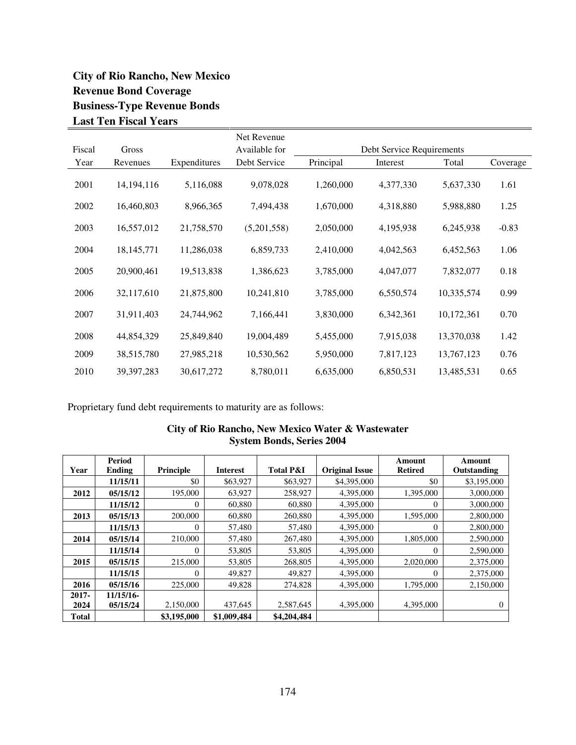# City of Rio Rancho, New Mexico
## Revenue Bond Coverage
## Business-Type Revenue Bonds
## Last Ten Fiscal Years

| Fiscal Year | Gross Revenues | Expenditures | Net Revenue Available for Debt Service | Debt Service Requirements Principal | Interest | Total | Coverage |
|---|---|---|---|---|---|---|---|
| 2001 | 14,194,116 | 5,116,088 | 9,078,028 | 1,260,000 | 4,377,330 | 5,637,330 | 1.61 |
| 2002 | 16,460,803 | 8,966,365 | 7,494,438 | 1,670,000 | 4,318,880 | 5,988,880 | 1.25 |
| 2003 | 16,557,012 | 21,758,570 | (5,201,558) | 2,050,000 | 4,195,938 | 6,245,938 | -0.83 |
| 2004 | 18,145,771 | 11,286,038 | 6,859,733 | 2,410,000 | 4,042,563 | 6,452,563 | 1.06 |
| 2005 | 20,900,461 | 19,513,838 | 1,386,623 | 3,785,000 | 4,047,077 | 7,832,077 | 0.18 |
| 2006 | 32,117,610 | 21,875,800 | 10,241,810 | 3,785,000 | 6,550,574 | 10,335,574 | 0.99 |
| 2007 | 31,911,403 | 24,744,962 | 7,166,441 | 3,830,000 | 6,342,361 | 10,172,361 | 0.70 |
| 2008 | 44,854,329 | 25,849,840 | 19,004,489 | 5,455,000 | 7,915,038 | 13,370,038 | 1.42 |
| 2009 | 38,515,780 | 27,985,218 | 10,530,562 | 5,950,000 | 7,817,123 | 13,767,123 | 0.76 |
| 2010 | 39,397,283 | 30,617,272 | 8,780,011 | 6,635,000 | 6,850,531 | 13,485,531 | 0.65 |

Proprietary fund debt requirements to maturity are as follows:

**City of Rio Rancho, New Mexico Water & Wastewater System Bonds, Series 2004**

| Year | Period Ending | Principle | Interest | Total P&I | Original Issue | Amount Retired | Amount Outstanding |
|---|---|---|---|---|---|---|---|
| | **11/15/11** | $0 | $63,927 | $63,927 | $4,395,000 | $0 | $3,195,000 |
| **2012** | **05/15/12** | 195,000 | 63,927 | 258,927 | 4,395,000 | 1,395,000 | 3,000,000 |
| | **11/15/12** | 0 | 60,880 | 60,880 | 4,395,000 | 0 | 3,000,000 |
| **2013** | **05/15/13** | 200,000 | 60,880 | 260,880 | 4,395,000 | 1,595,000 | 2,800,000 |
| | **11/15/13** | 0 | 57,480 | 57,480 | 4,395,000 | 0 | 2,800,000 |
| **2014** | **05/15/14** | 210,000 | 57,480 | 267,480 | 4,395,000 | 1,805,000 | 2,590,000 |
| | **11/15/14** | 0 | 53,805 | 53,805 | 4,395,000 | 0 | 2,590,000 |
| **2015** | **05/15/15** | 215,000 | 53,805 | 268,805 | 4,395,000 | 2,020,000 | 2,375,000 |
| | **11/15/15** | 0 | 49,827 | 49,827 | 4,395,000 | 0 | 2,375,000 |
| **2016** | **05/15/16** | 225,000 | 49,828 | 274,828 | 4,395,000 | 1,795,000 | 2,150,000 |
| **2017-2024** | **11/15/16-05/15/24** | 2,150,000 | 437,645 | 2,587,645 | 4,395,000 | 4,395,000 | 0 |
| **Total** | | **$3,195,000** | **$1,009,484** | **$4,204,484** | | | |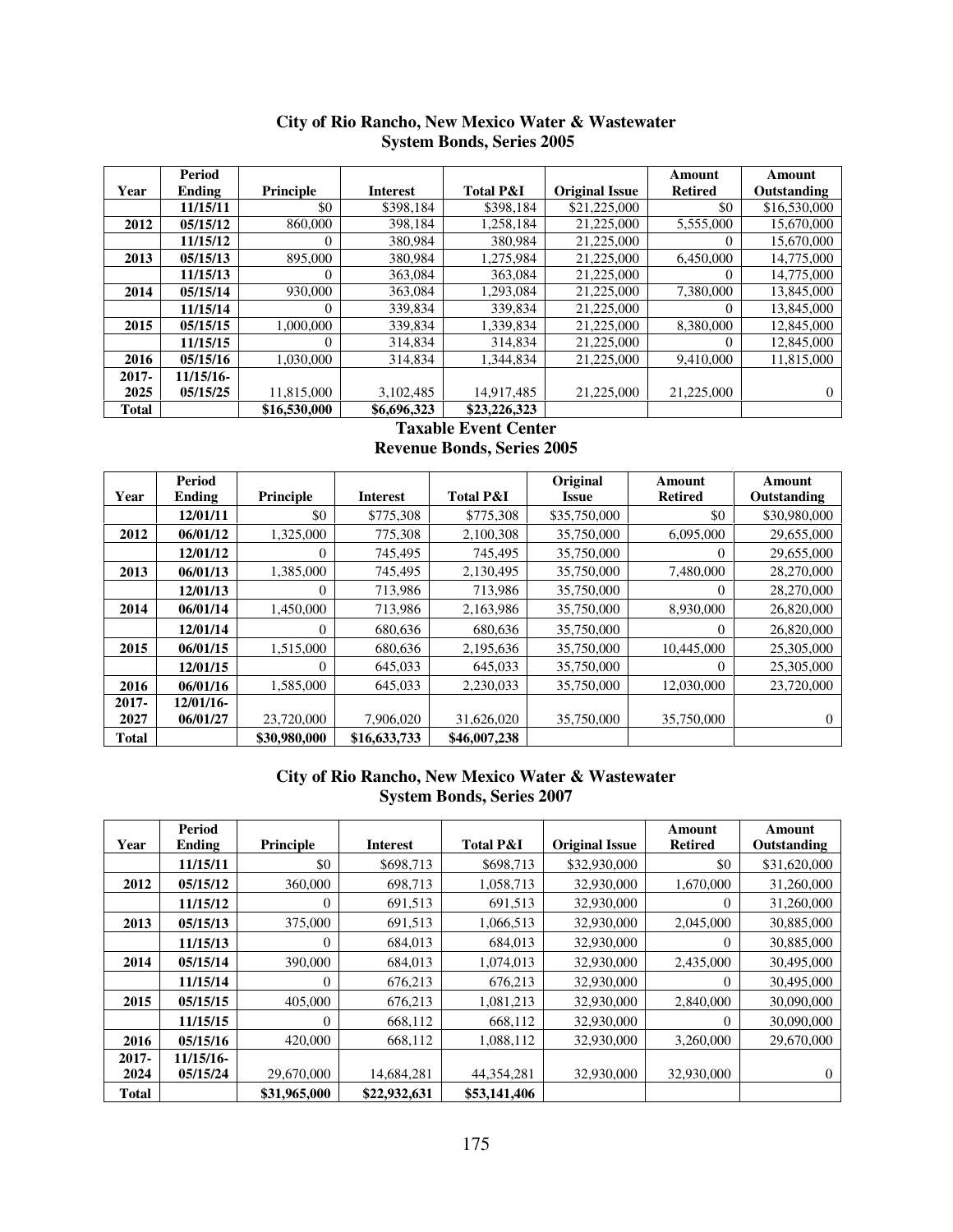## City of Rio Rancho, New Mexico Water & Wastewater System Bonds, Series 2005

| Year | Period Ending | Principle | Interest | Total P&I | Original Issue | Amount Retired | Amount Outstanding |
|---|---|---|---|---|---|---|---|
| | 11/15/11 | $0 | $398,184 | $398,184 | $21,225,000 | $0 | $16,530,000 |
| 2012 | 05/15/12 | 860,000 | 398,184 | 1,258,184 | 21,225,000 | 5,555,000 | 15,670,000 |
| | 11/15/12 | 0 | 380,984 | 380,984 | 21,225,000 | 0 | 15,670,000 |
| 2013 | 05/15/13 | 895,000 | 380,984 | 1,275,984 | 21,225,000 | 6,450,000 | 14,775,000 |
| | 11/15/13 | 0 | 363,084 | 363,084 | 21,225,000 | 0 | 14,775,000 |
| 2014 | 05/15/14 | 930,000 | 363,084 | 1,293,084 | 21,225,000 | 7,380,000 | 13,845,000 |
| | 11/15/14 | 0 | 339,834 | 339,834 | 21,225,000 | 0 | 13,845,000 |
| 2015 | 05/15/15 | 1,000,000 | 339,834 | 1,339,834 | 21,225,000 | 8,380,000 | 12,845,000 |
| | 11/15/15 | 0 | 314,834 | 314,834 | 21,225,000 | 0 | 12,845,000 |
| 2016 | 05/15/16 | 1,030,000 | 314,834 | 1,344,834 | 21,225,000 | 9,410,000 | 11,815,000 |
| 2017-2025 | 11/15/16-05/15/25 | 11,815,000 | 3,102,485 | 14,917,485 | 21,225,000 | 21,225,000 | 0 |
| Total | | $16,530,000 | $6,696,323 | $23,226,323 | | | |

## Taxable Event Center Revenue Bonds, Series 2005

| Year | Period Ending | Principle | Interest | Total P&I | Original Issue | Amount Retired | Amount Outstanding |
|---|---|---|---|---|---|---|---|
| | 12/01/11 | $0 | $775,308 | $775,308 | $35,750,000 | $0 | $30,980,000 |
| 2012 | 06/01/12 | 1,325,000 | 775,308 | 2,100,308 | 35,750,000 | 6,095,000 | 29,655,000 |
| | 12/01/12 | 0 | 745,495 | 745,495 | 35,750,000 | 0 | 29,655,000 |
| 2013 | 06/01/13 | 1,385,000 | 745,495 | 2,130,495 | 35,750,000 | 7,480,000 | 28,270,000 |
| | 12/01/13 | 0 | 713,986 | 713,986 | 35,750,000 | 0 | 28,270,000 |
| 2014 | 06/01/14 | 1,450,000 | 713,986 | 2,163,986 | 35,750,000 | 8,930,000 | 26,820,000 |
| | 12/01/14 | 0 | 680,636 | 680,636 | 35,750,000 | 0 | 26,820,000 |
| 2015 | 06/01/15 | 1,515,000 | 680,636 | 2,195,636 | 35,750,000 | 10,445,000 | 25,305,000 |
| | 12/01/15 | 0 | 645,033 | 645,033 | 35,750,000 | 0 | 25,305,000 |
| 2016 | 06/01/16 | 1,585,000 | 645,033 | 2,230,033 | 35,750,000 | 12,030,000 | 23,720,000 |
| 2017-2027 | 12/01/16-06/01/27 | 23,720,000 | 7,906,020 | 31,626,020 | 35,750,000 | 35,750,000 | 0 |
| Total | | $30,980,000 | $16,633,733 | $46,007,238 | | | |

## City of Rio Rancho, New Mexico Water & Wastewater System Bonds, Series 2007

| Year | Period Ending | Principle | Interest | Total P&I | Original Issue | Amount Retired | Amount Outstanding |
|---|---|---|---|---|---|---|---|
| | 11/15/11 | $0 | $698,713 | $698,713 | $32,930,000 | $0 | $31,620,000 |
| 2012 | 05/15/12 | 360,000 | 698,713 | 1,058,713 | 32,930,000 | 1,670,000 | 31,260,000 |
| | 11/15/12 | 0 | 691,513 | 691,513 | 32,930,000 | 0 | 31,260,000 |
| 2013 | 05/15/13 | 375,000 | 691,513 | 1,066,513 | 32,930,000 | 2,045,000 | 30,885,000 |
| | 11/15/13 | 0 | 684,013 | 684,013 | 32,930,000 | 0 | 30,885,000 |
| 2014 | 05/15/14 | 390,000 | 684,013 | 1,074,013 | 32,930,000 | 2,435,000 | 30,495,000 |
| | 11/15/14 | 0 | 676,213 | 676,213 | 32,930,000 | 0 | 30,495,000 |
| 2015 | 05/15/15 | 405,000 | 676,213 | 1,081,213 | 32,930,000 | 2,840,000 | 30,090,000 |
| | 11/15/15 | 0 | 668,112 | 668,112 | 32,930,000 | 0 | 30,090,000 |
| 2016 | 05/15/16 | 420,000 | 668,112 | 1,088,112 | 32,930,000 | 3,260,000 | 29,670,000 |
| 2017-2024 | 11/15/16-05/15/24 | 29,670,000 | 14,684,281 | 44,354,281 | 32,930,000 | 32,930,000 | 0 |
| Total | | $31,965,000 | $22,932,631 | $53,141,406 | | | |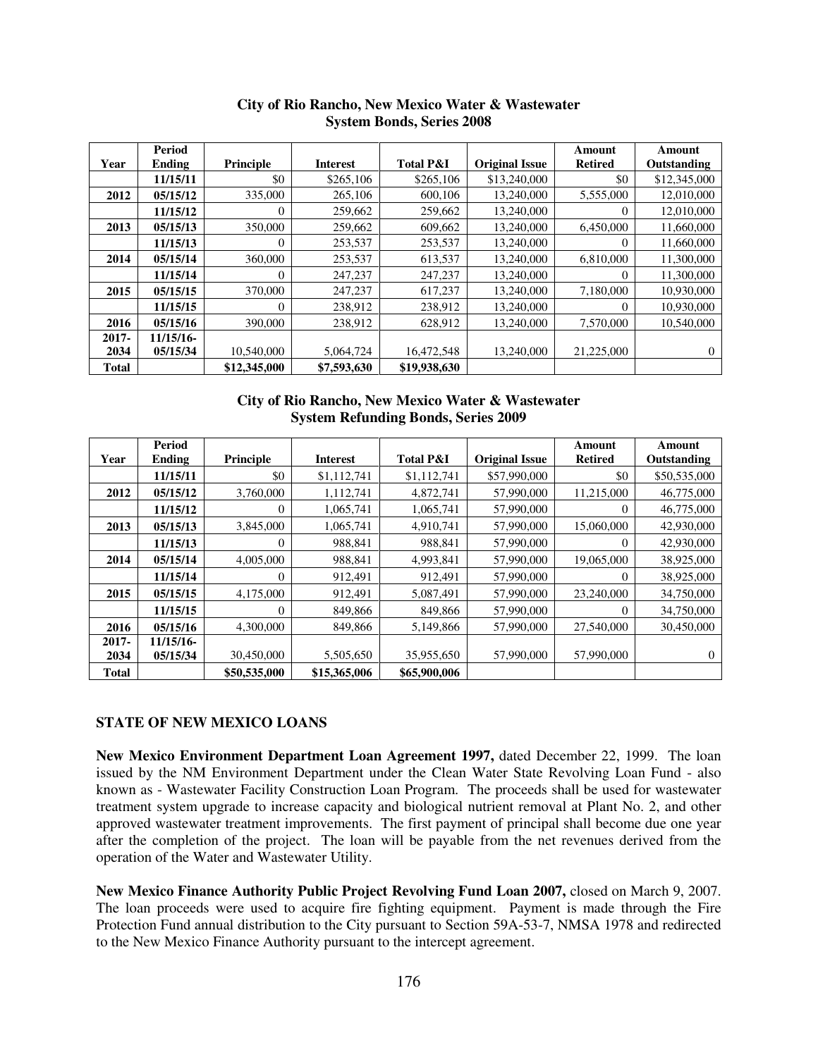**City of Rio Rancho, New Mexico Water & Wastewater System Bonds, Series 2008**

| Year | Period Ending | Principle | Interest | Total P&I | Original Issue | Amount Retired | Amount Outstanding |
|---|---|---|---|---|---|---|---|
| | 11/15/11 | $0 | $265,106 | $265,106 | $13,240,000 | $0 | $12,345,000 |
| 2012 | 05/15/12 | 335,000 | 265,106 | 600,106 | 13,240,000 | 5,555,000 | 12,010,000 |
| | 11/15/12 | 0 | 259,662 | 259,662 | 13,240,000 | 0 | 12,010,000 |
| 2013 | 05/15/13 | 350,000 | 259,662 | 609,662 | 13,240,000 | 6,450,000 | 11,660,000 |
| | 11/15/13 | 0 | 253,537 | 253,537 | 13,240,000 | 0 | 11,660,000 |
| 2014 | 05/15/14 | 360,000 | 253,537 | 613,537 | 13,240,000 | 6,810,000 | 11,300,000 |
| | 11/15/14 | 0 | 247,237 | 247,237 | 13,240,000 | 0 | 11,300,000 |
| 2015 | 05/15/15 | 370,000 | 247,237 | 617,237 | 13,240,000 | 7,180,000 | 10,930,000 |
| | 11/15/15 | 0 | 238,912 | 238,912 | 13,240,000 | 0 | 10,930,000 |
| 2016 | 05/15/16 | 390,000 | 238,912 | 628,912 | 13,240,000 | 7,570,000 | 10,540,000 |
| 2017-2034 | 11/15/16-05/15/34 | 10,540,000 | 5,064,724 | 16,472,548 | 13,240,000 | 21,225,000 | 0 |
| Total | | $12,345,000 | $7,593,630 | $19,938,630 | | | |

**City of Rio Rancho, New Mexico Water & Wastewater System Refunding Bonds, Series 2009**

| Year | Period Ending | Principle | Interest | Total P&I | Original Issue | Amount Retired | Amount Outstanding |
|---|---|---|---|---|---|---|---|
| | 11/15/11 | $0 | $1,112,741 | $1,112,741 | $57,990,000 | $0 | $50,535,000 |
| 2012 | 05/15/12 | 3,760,000 | 1,112,741 | 4,872,741 | 57,990,000 | 11,215,000 | 46,775,000 |
| | 11/15/12 | 0 | 1,065,741 | 1,065,741 | 57,990,000 | 0 | 46,775,000 |
| 2013 | 05/15/13 | 3,845,000 | 1,065,741 | 4,910,741 | 57,990,000 | 15,060,000 | 42,930,000 |
| | 11/15/13 | 0 | 988,841 | 988,841 | 57,990,000 | 0 | 42,930,000 |
| 2014 | 05/15/14 | 4,005,000 | 988,841 | 4,993,841 | 57,990,000 | 19,065,000 | 38,925,000 |
| | 11/15/14 | 0 | 912,491 | 912,491 | 57,990,000 | 0 | 38,925,000 |
| 2015 | 05/15/15 | 4,175,000 | 912,491 | 5,087,491 | 57,990,000 | 23,240,000 | 34,750,000 |
| | 11/15/15 | 0 | 849,866 | 849,866 | 57,990,000 | 0 | 34,750,000 |
| 2016 | 05/15/16 | 4,300,000 | 849,866 | 5,149,866 | 57,990,000 | 27,540,000 | 30,450,000 |
| 2017-2034 | 11/15/16-05/15/34 | 30,450,000 | 5,505,650 | 35,955,650 | 57,990,000 | 57,990,000 | 0 |
| Total | | $50,535,000 | $15,365,006 | $65,900,006 | | | |

## STATE OF NEW MEXICO LOANS

**New Mexico Environment Department Loan Agreement 1997,** dated December 22, 1999. The loan issued by the NM Environment Department under the Clean Water State Revolving Loan Fund - also known as - Wastewater Facility Construction Loan Program. The proceeds shall be used for wastewater treatment system upgrade to increase capacity and biological nutrient removal at Plant No. 2, and other approved wastewater treatment improvements. The first payment of principal shall become due one year after the completion of the project. The loan will be payable from the net revenues derived from the operation of the Water and Wastewater Utility.

**New Mexico Finance Authority Public Project Revolving Fund Loan 2007,** closed on March 9, 2007. The loan proceeds were used to acquire fire fighting equipment. Payment is made through the Fire Protection Fund annual distribution to the City pursuant to Section 59A-53-7, NMSA 1978 and redirected to the New Mexico Finance Authority pursuant to the intercept agreement.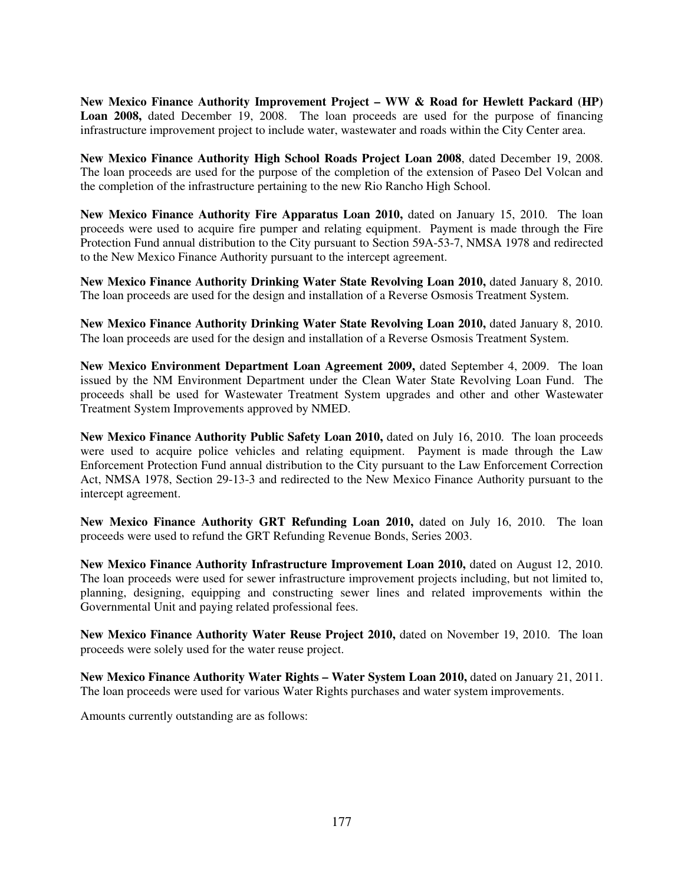**New Mexico Finance Authority Improvement Project – WW & Road for Hewlett Packard (HP) Loan 2008,** dated December 19, 2008. The loan proceeds are used for the purpose of financing infrastructure improvement project to include water, wastewater and roads within the City Center area.

**New Mexico Finance Authority High School Roads Project Loan 2008**, dated December 19, 2008. The loan proceeds are used for the purpose of the completion of the extension of Paseo Del Volcan and the completion of the infrastructure pertaining to the new Rio Rancho High School.

**New Mexico Finance Authority Fire Apparatus Loan 2010,** dated on January 15, 2010. The loan proceeds were used to acquire fire pumper and relating equipment. Payment is made through the Fire Protection Fund annual distribution to the City pursuant to Section 59A-53-7, NMSA 1978 and redirected to the New Mexico Finance Authority pursuant to the intercept agreement.

**New Mexico Finance Authority Drinking Water State Revolving Loan 2010,** dated January 8, 2010. The loan proceeds are used for the design and installation of a Reverse Osmosis Treatment System.

**New Mexico Finance Authority Drinking Water State Revolving Loan 2010,** dated January 8, 2010. The loan proceeds are used for the design and installation of a Reverse Osmosis Treatment System.

**New Mexico Environment Department Loan Agreement 2009,** dated September 4, 2009. The loan issued by the NM Environment Department under the Clean Water State Revolving Loan Fund. The proceeds shall be used for Wastewater Treatment System upgrades and other and other Wastewater Treatment System Improvements approved by NMED.

**New Mexico Finance Authority Public Safety Loan 2010,** dated on July 16, 2010. The loan proceeds were used to acquire police vehicles and relating equipment. Payment is made through the Law Enforcement Protection Fund annual distribution to the City pursuant to the Law Enforcement Correction Act, NMSA 1978, Section 29-13-3 and redirected to the New Mexico Finance Authority pursuant to the intercept agreement.

**New Mexico Finance Authority GRT Refunding Loan 2010,** dated on July 16, 2010. The loan proceeds were used to refund the GRT Refunding Revenue Bonds, Series 2003.

**New Mexico Finance Authority Infrastructure Improvement Loan 2010,** dated on August 12, 2010. The loan proceeds were used for sewer infrastructure improvement projects including, but not limited to, planning, designing, equipping and constructing sewer lines and related improvements within the Governmental Unit and paying related professional fees.

**New Mexico Finance Authority Water Reuse Project 2010,** dated on November 19, 2010. The loan proceeds were solely used for the water reuse project.

**New Mexico Finance Authority Water Rights – Water System Loan 2010,** dated on January 21, 2011. The loan proceeds were used for various Water Rights purchases and water system improvements.

Amounts currently outstanding are as follows: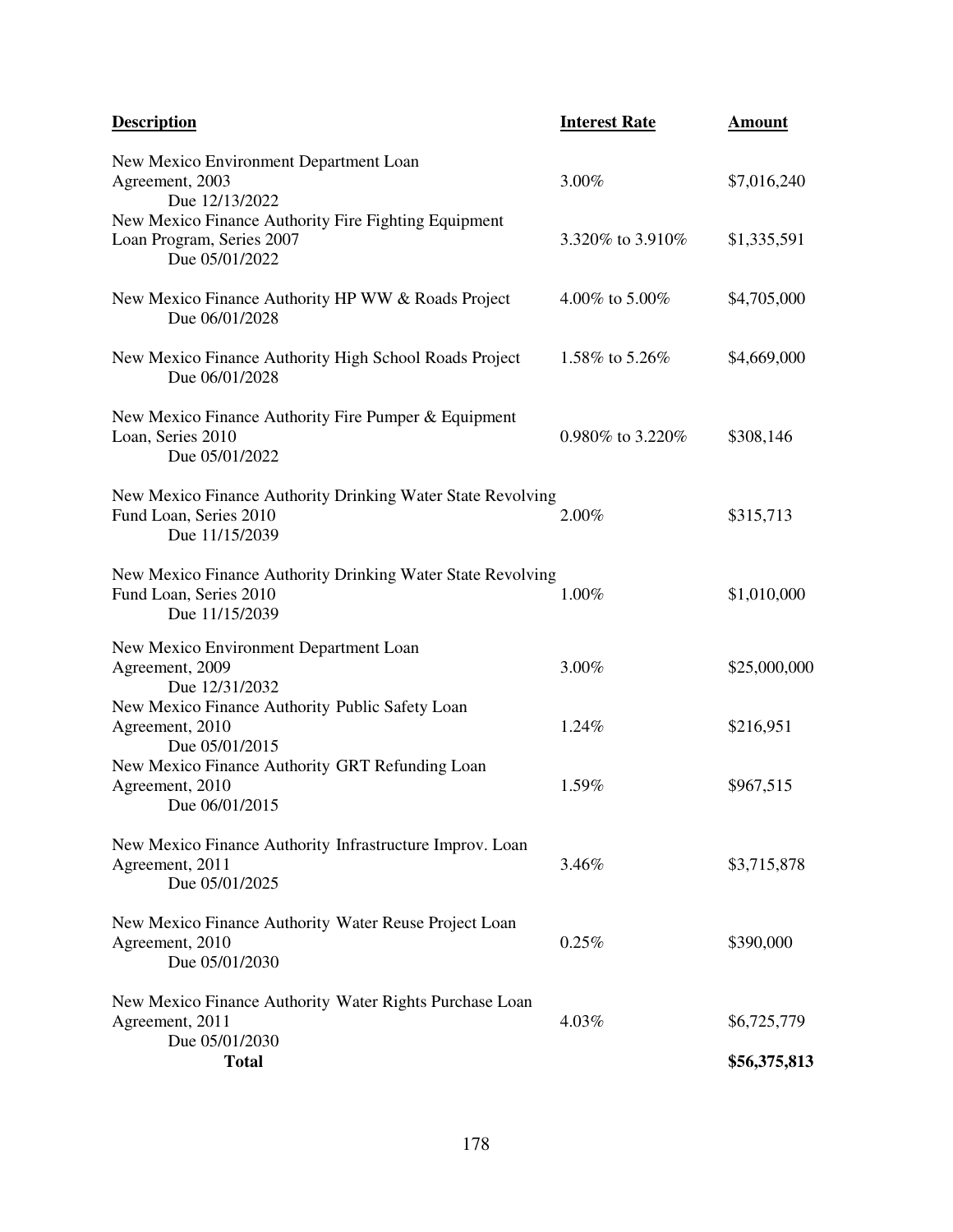| Description | Interest Rate | Amount |
|---|---|---|
| New Mexico Environment Department Loan Agreement, 2003<br>Due 12/13/2022 | 3.00% | $7,016,240 |
| New Mexico Finance Authority Fire Fighting Equipment Loan Program, Series 2007<br>Due 05/01/2022 | 3.320% to 3.910% | $1,335,591 |
| New Mexico Finance Authority HP WW & Roads Project<br>Due 06/01/2028 | 4.00% to 5.00% | $4,705,000 |
| New Mexico Finance Authority High School Roads Project<br>Due 06/01/2028 | 1.58% to 5.26% | $4,669,000 |
| New Mexico Finance Authority Fire Pumper & Equipment Loan, Series 2010<br>Due 05/01/2022 | 0.980% to 3.220% | $308,146 |
| New Mexico Finance Authority Drinking Water State Revolving Fund Loan, Series 2010<br>Due 11/15/2039 | 2.00% | $315,713 |
| New Mexico Finance Authority Drinking Water State Revolving Fund Loan, Series 2010<br>Due 11/15/2039 | 1.00% | $1,010,000 |
| New Mexico Environment Department Loan Agreement, 2009<br>Due 12/31/2032 | 3.00% | $25,000,000 |
| New Mexico Finance Authority Public Safety Loan Agreement, 2010<br>Due 05/01/2015 | 1.24% | $216,951 |
| New Mexico Finance Authority GRT Refunding Loan Agreement, 2010<br>Due 06/01/2015 | 1.59% | $967,515 |
| New Mexico Finance Authority Infrastructure Improv. Loan Agreement, 2011<br>Due 05/01/2025 | 3.46% | $3,715,878 |
| New Mexico Finance Authority Water Reuse Project Loan Agreement, 2010<br>Due 05/01/2030 | 0.25% | $390,000 |
| New Mexico Finance Authority Water Rights Purchase Loan Agreement, 2011<br>Due 05/01/2030 | 4.03% | $6,725,779 |
| **Total** | | **$56,375,813** |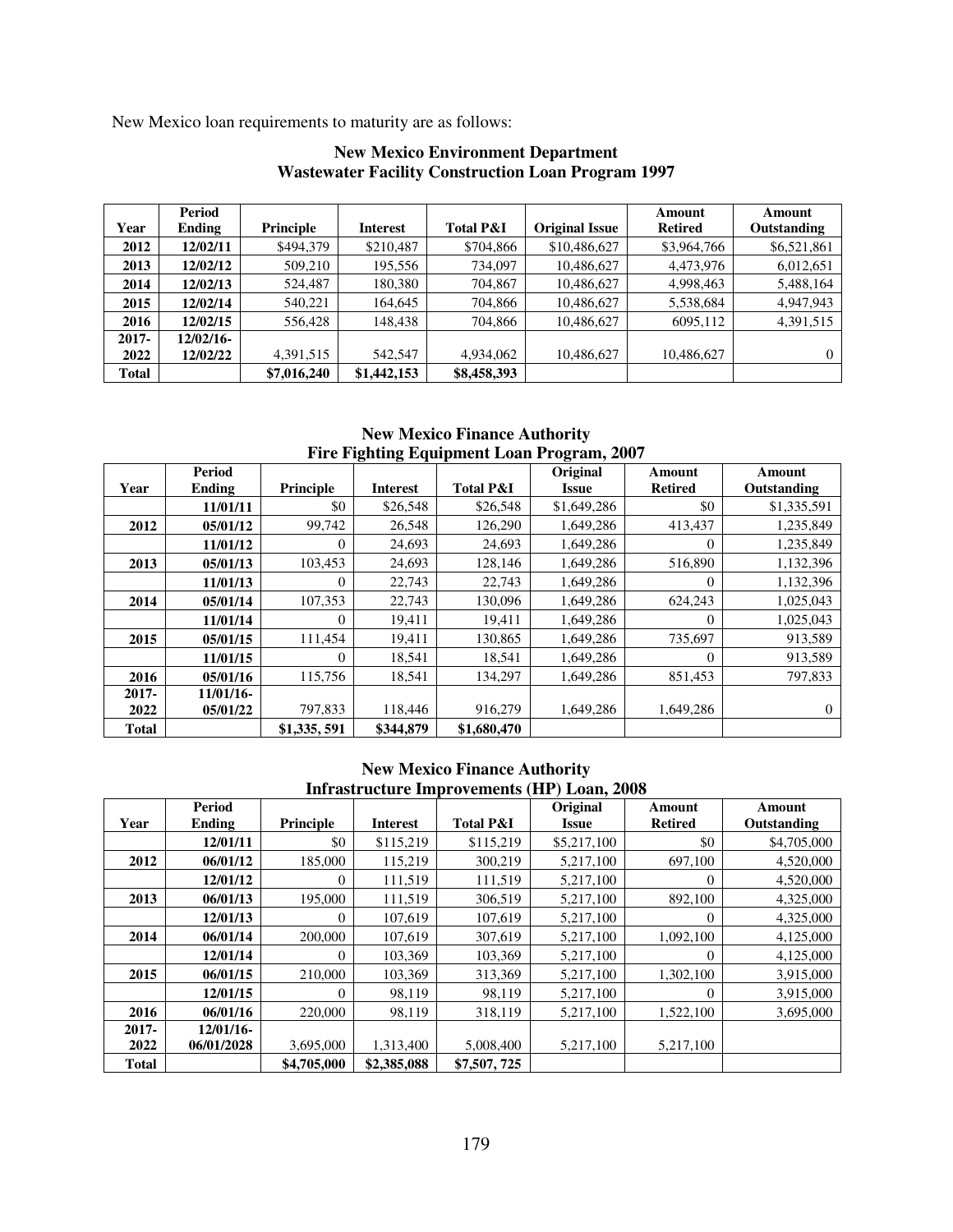New Mexico loan requirements to maturity are as follows:

### New Mexico Environment Department
### Wastewater Facility Construction Loan Program 1997

| Year | Period Ending | Principle | Interest | Total P&I | Original Issue | Amount Retired | Amount Outstanding |
|---|---|---|---|---|---|---|---|
| **2012** | **12/02/11** | $494,379 | $210,487 | $704,866 | $10,486,627 | $3,964,766 | $6,521,861 |
| **2013** | **12/02/12** | 509,210 | 195,556 | 734,097 | 10,486,627 | 4,473,976 | 6,012,651 |
| **2014** | **12/02/13** | 524,487 | 180,380 | 704,867 | 10,486,627 | 4,998,463 | 5,488,164 |
| **2015** | **12/02/14** | 540,221 | 164,645 | 704,866 | 10,486,627 | 5,538,684 | 4,947,943 |
| **2016** | **12/02/15** | 556,428 | 148,438 | 704,866 | 10,486,627 | 6095,112 | 4,391,515 |
| **2017-2022** | **12/02/16-12/02/22** | 4,391,515 | 542,547 | 4,934,062 | 10,486,627 | 10,486,627 | 0 |
| **Total** | | **$7,016,240** | **$1,442,153** | **$8,458,393** | | | |

### New Mexico Finance Authority
### Fire Fighting Equipment Loan Program, 2007

| Year | Period Ending | Principle | Interest | Total P&I | Original Issue | Amount Retired | Amount Outstanding |
|---|---|---|---|---|---|---|---|
| | **11/01/11** | $0 | $26,548 | $26,548 | $1,649,286 | $0 | $1,335,591 |
| **2012** | **05/01/12** | 99,742 | 26,548 | 126,290 | 1,649,286 | 413,437 | 1,235,849 |
| | **11/01/12** | 0 | 24,693 | 24,693 | 1,649,286 | 0 | 1,235,849 |
| **2013** | **05/01/13** | 103,453 | 24,693 | 128,146 | 1,649,286 | 516,890 | 1,132,396 |
| | **11/01/13** | 0 | 22,743 | 22,743 | 1,649,286 | 0 | 1,132,396 |
| **2014** | **05/01/14** | 107,353 | 22,743 | 130,096 | 1,649,286 | 624,243 | 1,025,043 |
| | **11/01/14** | 0 | 19,411 | 19,411 | 1,649,286 | 0 | 1,025,043 |
| **2015** | **05/01/15** | 111,454 | 19,411 | 130,865 | 1,649,286 | 735,697 | 913,589 |
| | **11/01/15** | 0 | 18,541 | 18,541 | 1,649,286 | 0 | 913,589 |
| **2016** | **05/01/16** | 115,756 | 18,541 | 134,297 | 1,649,286 | 851,453 | 797,833 |
| **2017-2022** | **11/01/16-05/01/22** | 797,833 | 118,446 | 916,279 | 1,649,286 | 1,649,286 | 0 |
| **Total** | | **$1,335, 591** | **$344,879** | **$1,680,470** | | | |

### New Mexico Finance Authority
### Infrastructure Improvements (HP) Loan, 2008

| Year | Period Ending | Principle | Interest | Total P&I | Original Issue | Amount Retired | Amount Outstanding |
|---|---|---|---|---|---|---|---|
| | **12/01/11** | $0 | $115,219 | $115,219 | $5,217,100 | $0 | $4,705,000 |
| **2012** | **06/01/12** | 185,000 | 115,219 | 300,219 | 5,217,100 | 697,100 | 4,520,000 |
| | **12/01/12** | 0 | 111,519 | 111,519 | 5,217,100 | 0 | 4,520,000 |
| **2013** | **06/01/13** | 195,000 | 111,519 | 306,519 | 5,217,100 | 892,100 | 4,325,000 |
| | **12/01/13** | 0 | 107,619 | 107,619 | 5,217,100 | 0 | 4,325,000 |
| **2014** | **06/01/14** | 200,000 | 107,619 | 307,619 | 5,217,100 | 1,092,100 | 4,125,000 |
| | **12/01/14** | 0 | 103,369 | 103,369 | 5,217,100 | 0 | 4,125,000 |
| **2015** | **06/01/15** | 210,000 | 103,369 | 313,369 | 5,217,100 | 1,302,100 | 3,915,000 |
| | **12/01/15** | 0 | 98,119 | 98,119 | 5,217,100 | 0 | 3,915,000 |
| **2016** | **06/01/16** | 220,000 | 98,119 | 318,119 | 5,217,100 | 1,522,100 | 3,695,000 |
| **2017-2022** | **12/01/16-06/01/2028** | 3,695,000 | 1,313,400 | 5,008,400 | 5,217,100 | 5,217,100 | |
| **Total** | | **$4,705,000** | **$2,385,088** | **$7,507, 725** | | | |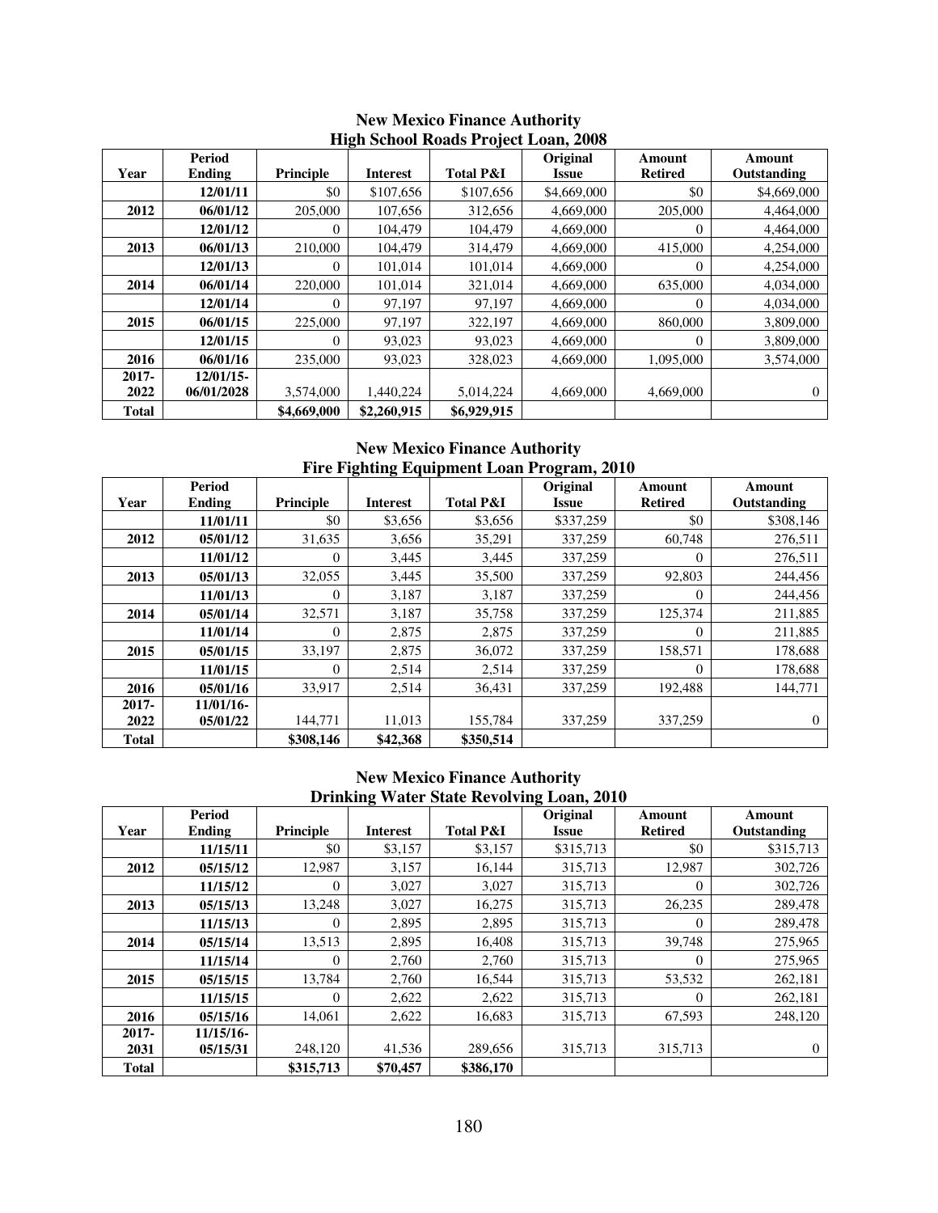## New Mexico Finance Authority
### High School Roads Project Loan, 2008

| Year | Period Ending | Principle | Interest | Total P&I | Original Issue | Amount Retired | Amount Outstanding |
|---|---|---|---|---|---|---|---|
| | 12/01/11 | $0 | $107,656 | $107,656 | $4,669,000 | $0 | $4,669,000 |
| 2012 | 06/01/12 | 205,000 | 107,656 | 312,656 | 4,669,000 | 205,000 | 4,464,000 |
| | 12/01/12 | 0 | 104,479 | 104,479 | 4,669,000 | 0 | 4,464,000 |
| 2013 | 06/01/13 | 210,000 | 104,479 | 314,479 | 4,669,000 | 415,000 | 4,254,000 |
| | 12/01/13 | 0 | 101,014 | 101,014 | 4,669,000 | 0 | 4,254,000 |
| 2014 | 06/01/14 | 220,000 | 101,014 | 321,014 | 4,669,000 | 635,000 | 4,034,000 |
| | 12/01/14 | 0 | 97,197 | 97,197 | 4,669,000 | 0 | 4,034,000 |
| 2015 | 06/01/15 | 225,000 | 97,197 | 322,197 | 4,669,000 | 860,000 | 3,809,000 |
| | 12/01/15 | 0 | 93,023 | 93,023 | 4,669,000 | 0 | 3,809,000 |
| 2016 | 06/01/16 | 235,000 | 93,023 | 328,023 | 4,669,000 | 1,095,000 | 3,574,000 |
| 2017-2022 | 12/01/15-06/01/2028 | 3,574,000 | 1,440,224 | 5,014,224 | 4,669,000 | 4,669,000 | 0 |
| Total | | $4,669,000 | $2,260,915 | $6,929,915 | | | |

## New Mexico Finance Authority
### Fire Fighting Equipment Loan Program, 2010

| Year | Period Ending | Principle | Interest | Total P&I | Original Issue | Amount Retired | Amount Outstanding |
|---|---|---|---|---|---|---|---|
| | 11/01/11 | $0 | $3,656 | $3,656 | $337,259 | $0 | $308,146 |
| 2012 | 05/01/12 | 31,635 | 3,656 | 35,291 | 337,259 | 60,748 | 276,511 |
| | 11/01/12 | 0 | 3,445 | 3,445 | 337,259 | 0 | 276,511 |
| 2013 | 05/01/13 | 32,055 | 3,445 | 35,500 | 337,259 | 92,803 | 244,456 |
| | 11/01/13 | 0 | 3,187 | 3,187 | 337,259 | 0 | 244,456 |
| 2014 | 05/01/14 | 32,571 | 3,187 | 35,758 | 337,259 | 125,374 | 211,885 |
| | 11/01/14 | 0 | 2,875 | 2,875 | 337,259 | 0 | 211,885 |
| 2015 | 05/01/15 | 33,197 | 2,875 | 36,072 | 337,259 | 158,571 | 178,688 |
| | 11/01/15 | 0 | 2,514 | 2,514 | 337,259 | 0 | 178,688 |
| 2016 | 05/01/16 | 33,917 | 2,514 | 36,431 | 337,259 | 192,488 | 144,771 |
| 2017-2022 | 11/01/16-05/01/22 | 144,771 | 11,013 | 155,784 | 337,259 | 337,259 | 0 |
| Total | | $308,146 | $42,368 | $350,514 | | | |

## New Mexico Finance Authority
### Drinking Water State Revolving Loan, 2010

| Year | Period Ending | Principle | Interest | Total P&I | Original Issue | Amount Retired | Amount Outstanding |
|---|---|---|---|---|---|---|---|
| | 11/15/11 | $0 | $3,157 | $3,157 | $315,713 | $0 | $315,713 |
| 2012 | 05/15/12 | 12,987 | 3,157 | 16,144 | 315,713 | 12,987 | 302,726 |
| | 11/15/12 | 0 | 3,027 | 3,027 | 315,713 | 0 | 302,726 |
| 2013 | 05/15/13 | 13,248 | 3,027 | 16,275 | 315,713 | 26,235 | 289,478 |
| | 11/15/13 | 0 | 2,895 | 2,895 | 315,713 | 0 | 289,478 |
| 2014 | 05/15/14 | 13,513 | 2,895 | 16,408 | 315,713 | 39,748 | 275,965 |
| | 11/15/14 | 0 | 2,760 | 2,760 | 315,713 | 0 | 275,965 |
| 2015 | 05/15/15 | 13,784 | 2,760 | 16,544 | 315,713 | 53,532 | 262,181 |
| | 11/15/15 | 0 | 2,622 | 2,622 | 315,713 | 0 | 262,181 |
| 2016 | 05/15/16 | 14,061 | 2,622 | 16,683 | 315,713 | 67,593 | 248,120 |
| 2017-2031 | 11/15/16-05/15/31 | 248,120 | 41,536 | 289,656 | 315,713 | 315,713 | 0 |
| Total | | $315,713 | $70,457 | $386,170 | | | |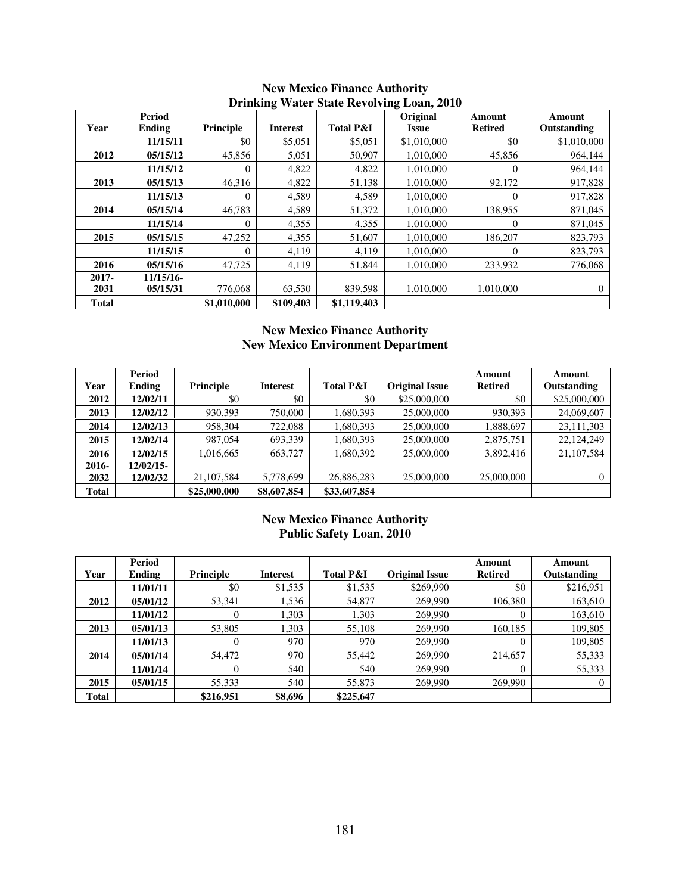## New Mexico Finance Authority
## Drinking Water State Revolving Loan, 2010

| Year | Period Ending | Principle | Interest | Total P&I | Original Issue | Amount Retired | Amount Outstanding |
|---|---|---|---|---|---|---|---|
| | 11/15/11 | $0 | $5,051 | $5,051 | $1,010,000 | $0 | $1,010,000 |
| 2012 | 05/15/12 | 45,856 | 5,051 | 50,907 | 1,010,000 | 45,856 | 964,144 |
| | 11/15/12 | 0 | 4,822 | 4,822 | 1,010,000 | 0 | 964,144 |
| 2013 | 05/15/13 | 46,316 | 4,822 | 51,138 | 1,010,000 | 92,172 | 917,828 |
| | 11/15/13 | 0 | 4,589 | 4,589 | 1,010,000 | 0 | 917,828 |
| 2014 | 05/15/14 | 46,783 | 4,589 | 51,372 | 1,010,000 | 138,955 | 871,045 |
| | 11/15/14 | 0 | 4,355 | 4,355 | 1,010,000 | 0 | 871,045 |
| 2015 | 05/15/15 | 47,252 | 4,355 | 51,607 | 1,010,000 | 186,207 | 823,793 |
| | 11/15/15 | 0 | 4,119 | 4,119 | 1,010,000 | 0 | 823,793 |
| 2016 | 05/15/16 | 47,725 | 4,119 | 51,844 | 1,010,000 | 233,932 | 776,068 |
| 2017-2031 | 11/15/16-05/15/31 | 776,068 | 63,530 | 839,598 | 1,010,000 | 1,010,000 | 0 |
| **Total** | | **$1,010,000** | **$109,403** | **$1,119,403** | | | |

## New Mexico Finance Authority
## New Mexico Environment Department

| Year | Period Ending | Principle | Interest | Total P&I | Original Issue | Amount Retired | Amount Outstanding |
|---|---|---|---|---|---|---|---|
| 2012 | 12/02/11 | $0 | $0 | $0 | $25,000,000 | $0 | $25,000,000 |
| 2013 | 12/02/12 | 930,393 | 750,000 | 1,680,393 | 25,000,000 | 930,393 | 24,069,607 |
| 2014 | 12/02/13 | 958,304 | 722,088 | 1,680,393 | 25,000,000 | 1,888,697 | 23,111,303 |
| 2015 | 12/02/14 | 987,054 | 693,339 | 1,680,393 | 25,000,000 | 2,875,751 | 22,124,249 |
| 2016 | 12/02/15 | 1,016,665 | 663,727 | 1,680,392 | 25,000,000 | 3,892,416 | 21,107,584 |
| 2016-2032 | 12/02/15-12/02/32 | 21,107,584 | 5,778,699 | 26,886,283 | 25,000,000 | 25,000,000 | 0 |
| **Total** | | **$25,000,000** | **$8,607,854** | **$33,607,854** | | | |

## New Mexico Finance Authority
## Public Safety Loan, 2010

| Year | Period Ending | Principle | Interest | Total P&I | Original Issue | Amount Retired | Amount Outstanding |
|---|---|---|---|---|---|---|---|
| | 11/01/11 | $0 | $1,535 | $1,535 | $269,990 | $0 | $216,951 |
| 2012 | 05/01/12 | 53,341 | 1,536 | 54,877 | 269,990 | 106,380 | 163,610 |
| | 11/01/12 | 0 | 1,303 | 1,303 | 269,990 | 0 | 163,610 |
| 2013 | 05/01/13 | 53,805 | 1,303 | 55,108 | 269,990 | 160,185 | 109,805 |
| | 11/01/13 | 0 | 970 | 970 | 269,990 | 0 | 109,805 |
| 2014 | 05/01/14 | 54,472 | 970 | 55,442 | 269,990 | 214,657 | 55,333 |
| | 11/01/14 | 0 | 540 | 540 | 269,990 | 0 | 55,333 |
| 2015 | 05/01/15 | 55,333 | 540 | 55,873 | 269,990 | 269,990 | 0 |
| **Total** | | **$216,951** | **$8,696** | **$225,647** | | | |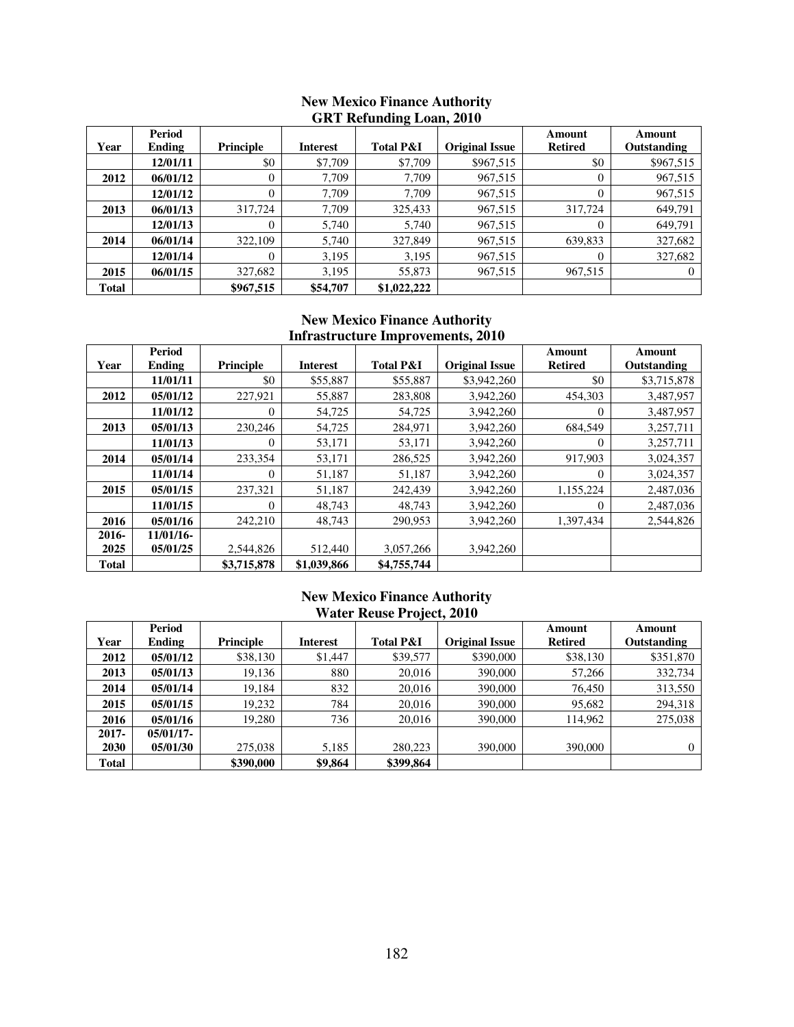## New Mexico Finance Authority
### GRT Refunding Loan, 2010

| Year | Period Ending | Principle | Interest | Total P&I | Original Issue | Amount Retired | Amount Outstanding |
|---|---|---|---|---|---|---|---|
| | 12/01/11 | $0 | $7,709 | $7,709 | $967,515 | $0 | $967,515 |
| 2012 | 06/01/12 | 0 | 7,709 | 7,709 | 967,515 | 0 | 967,515 |
| | 12/01/12 | 0 | 7,709 | 7,709 | 967,515 | 0 | 967,515 |
| 2013 | 06/01/13 | 317,724 | 7,709 | 325,433 | 967,515 | 317,724 | 649,791 |
| | 12/01/13 | 0 | 5,740 | 5,740 | 967,515 | 0 | 649,791 |
| 2014 | 06/01/14 | 322,109 | 5,740 | 327,849 | 967,515 | 639,833 | 327,682 |
| | 12/01/14 | 0 | 3,195 | 3,195 | 967,515 | 0 | 327,682 |
| 2015 | 06/01/15 | 327,682 | 3,195 | 55,873 | 967,515 | 967,515 | 0 |
| Total | | $967,515 | $54,707 | $1,022,222 | | | |

## New Mexico Finance Authority
### Infrastructure Improvements, 2010

| Year | Period Ending | Principle | Interest | Total P&I | Original Issue | Amount Retired | Amount Outstanding |
|---|---|---|---|---|---|---|---|
| | 11/01/11 | $0 | $55,887 | $55,887 | $3,942,260 | $0 | $3,715,878 |
| 2012 | 05/01/12 | 227,921 | 55,887 | 283,808 | 3,942,260 | 454,303 | 3,487,957 |
| | 11/01/12 | 0 | 54,725 | 54,725 | 3,942,260 | 0 | 3,487,957 |
| 2013 | 05/01/13 | 230,246 | 54,725 | 284,971 | 3,942,260 | 684,549 | 3,257,711 |
| | 11/01/13 | 0 | 53,171 | 53,171 | 3,942,260 | 0 | 3,257,711 |
| 2014 | 05/01/14 | 233,354 | 53,171 | 286,525 | 3,942,260 | 917,903 | 3,024,357 |
| | 11/01/14 | 0 | 51,187 | 51,187 | 3,942,260 | 0 | 3,024,357 |
| 2015 | 05/01/15 | 237,321 | 51,187 | 242,439 | 3,942,260 | 1,155,224 | 2,487,036 |
| | 11/01/15 | 0 | 48,743 | 48,743 | 3,942,260 | 0 | 2,487,036 |
| 2016 | 05/01/16 | 242,210 | 48,743 | 290,953 | 3,942,260 | 1,397,434 | 2,544,826 |
| 2016-2025 | 11/01/16-05/01/25 | 2,544,826 | 512,440 | 3,057,266 | 3,942,260 | | |
| Total | | $3,715,878 | $1,039,866 | $4,755,744 | | | |

## New Mexico Finance Authority
### Water Reuse Project, 2010

| Year | Period Ending | Principle | Interest | Total P&I | Original Issue | Amount Retired | Amount Outstanding |
|---|---|---|---|---|---|---|---|
| 2012 | 05/01/12 | $38,130 | $1,447 | $39,577 | $390,000 | $38,130 | $351,870 |
| 2013 | 05/01/13 | 19,136 | 880 | 20,016 | 390,000 | 57,266 | 332,734 |
| 2014 | 05/01/14 | 19,184 | 832 | 20,016 | 390,000 | 76,450 | 313,550 |
| 2015 | 05/01/15 | 19,232 | 784 | 20,016 | 390,000 | 95,682 | 294,318 |
| 2016 | 05/01/16 | 19,280 | 736 | 20,016 | 390,000 | 114,962 | 275,038 |
| 2017-2030 | 05/01/17-05/01/30 | 275,038 | 5,185 | 280,223 | 390,000 | 390,000 | 0 |
| Total | | $390,000 | $9,864 | $399,864 | | | |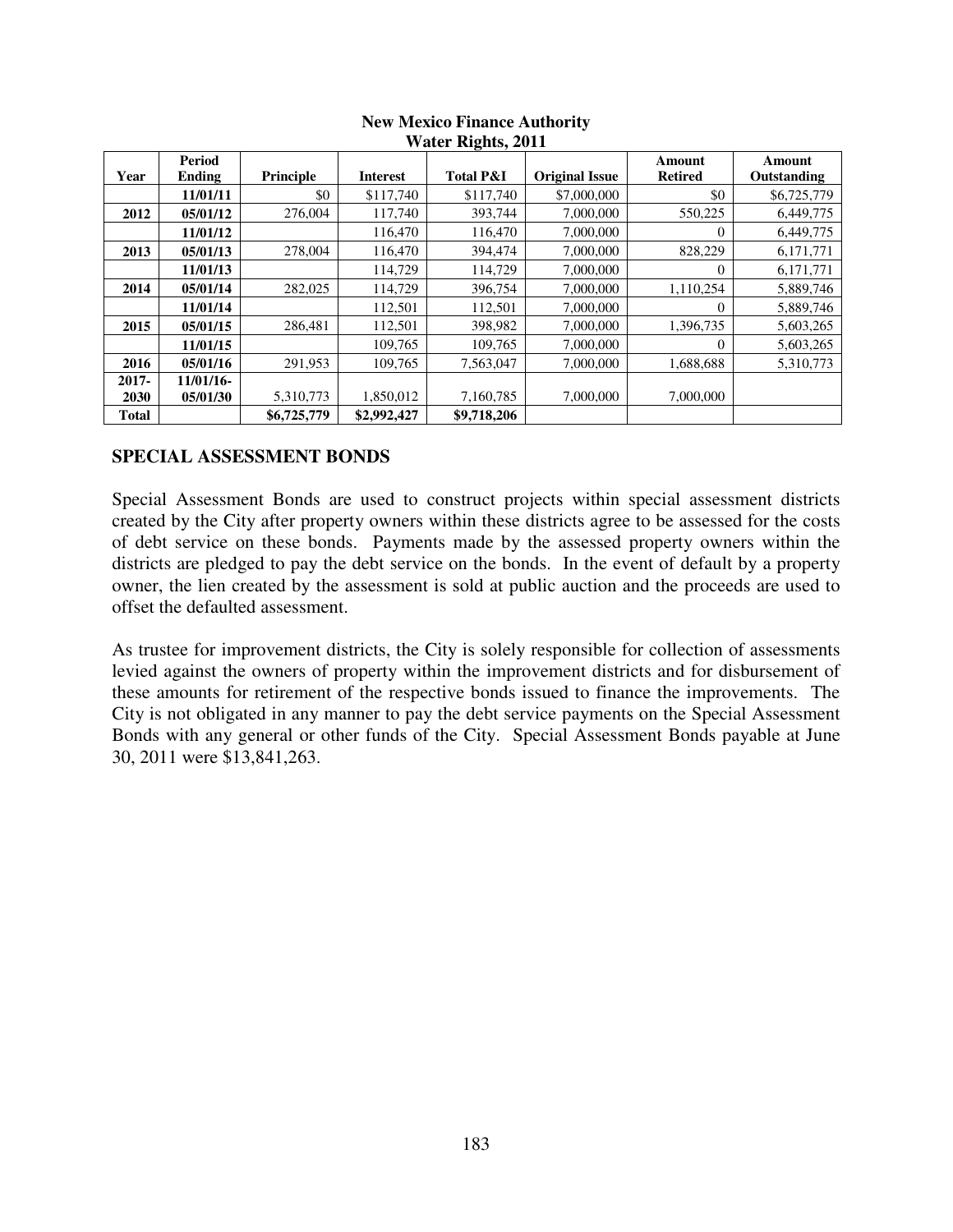**New Mexico Finance Authority**
**Water Rights, 2011**

| Year | Period Ending | Principle | Interest | Total P&I | Original Issue | Amount Retired | Amount Outstanding |
|---|---|---|---|---|---|---|---|
| | **11/01/11** | $0 | $117,740 | $117,740 | $7,000,000 | $0 | $6,725,779 |
| **2012** | **05/01/12** | 276,004 | 117,740 | 393,744 | 7,000,000 | 550,225 | 6,449,775 |
| | **11/01/12** | | 116,470 | 116,470 | 7,000,000 | 0 | 6,449,775 |
| **2013** | **05/01/13** | 278,004 | 116,470 | 394,474 | 7,000,000 | 828,229 | 6,171,771 |
| | **11/01/13** | | 114,729 | 114,729 | 7,000,000 | 0 | 6,171,771 |
| **2014** | **05/01/14** | 282,025 | 114,729 | 396,754 | 7,000,000 | 1,110,254 | 5,889,746 |
| | **11/01/14** | | 112,501 | 112,501 | 7,000,000 | 0 | 5,889,746 |
| **2015** | **05/01/15** | 286,481 | 112,501 | 398,982 | 7,000,000 | 1,396,735 | 5,603,265 |
| | **11/01/15** | | 109,765 | 109,765 | 7,000,000 | 0 | 5,603,265 |
| **2016** | **05/01/16** | 291,953 | 109,765 | 7,563,047 | 7,000,000 | 1,688,688 | 5,310,773 |
| **2017-2030** | **11/01/16-05/01/30** | 5,310,773 | 1,850,012 | 7,160,785 | 7,000,000 | 7,000,000 | |
| **Total** | | **$6,725,779** | **$2,992,427** | **$9,718,206** | | | |

## SPECIAL ASSESSMENT BONDS

Special Assessment Bonds are used to construct projects within special assessment districts created by the City after property owners within these districts agree to be assessed for the costs of debt service on these bonds. Payments made by the assessed property owners within the districts are pledged to pay the debt service on the bonds. In the event of default by a property owner, the lien created by the assessment is sold at public auction and the proceeds are used to offset the defaulted assessment.

As trustee for improvement districts, the City is solely responsible for collection of assessments levied against the owners of property within the improvement districts and for disbursement of these amounts for retirement of the respective bonds issued to finance the improvements. The City is not obligated in any manner to pay the debt service payments on the Special Assessment Bonds with any general or other funds of the City. Special Assessment Bonds payable at June 30, 2011 were $13,841,263.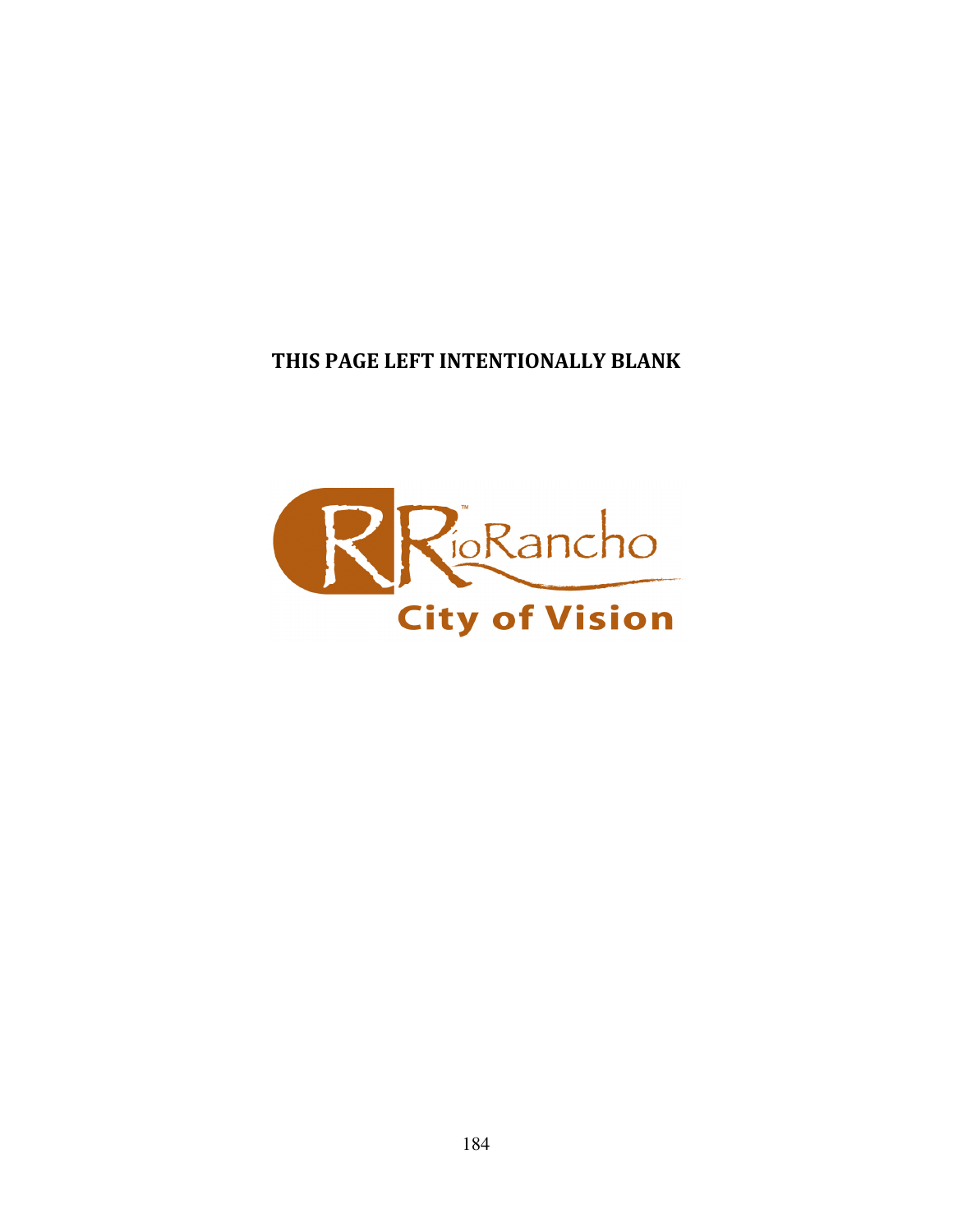**THIS PAGE LEFT INTENTIONALLY BLANK**

RioRancho

City of Vision